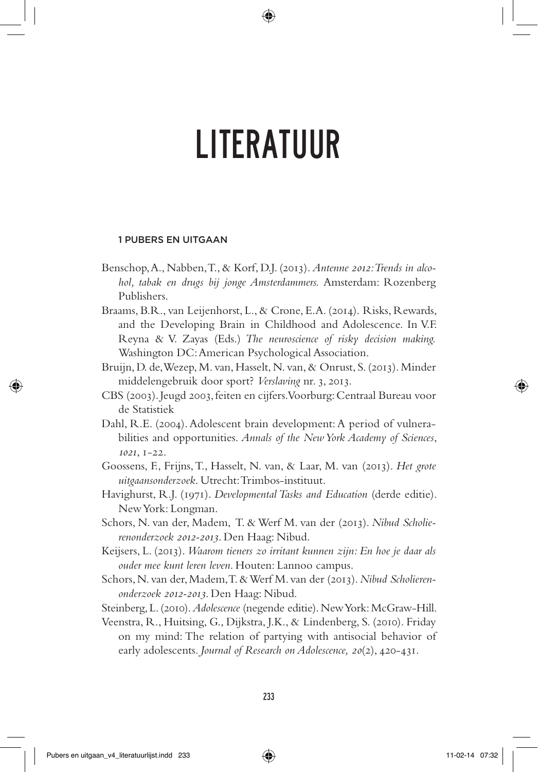# LITERATUUR

### 1 PUBERS EN UITGAAN

Benschop, A., Nabben, T., & Korf, D.J. (2013). *Antenne 2012: Trends in alcohol, tabak en drugs bij jonge Amsterdammers.* Amsterdam: Rozenberg Publishers.

Braams, B.R., van Leijenhorst, L., & Crone, E.A. (2014). Risks, Rewards, and the Developing Brain in Childhood and Adolescence. In V.F. Reyna & V. Zayas (Eds.) *The neuroscience of risky decision making.* Washington DC: American Psychological Association.

Bruijn, D. de, Wezep, M. van, Hasselt, N. van, & Onrust, S. (2013). Minder middelengebruik door sport? *Verslaving* nr. 3, 2013.

CBS (2003). Jeugd 2003, feiten en cijfers. Voorburg: Centraal Bureau voor de Statistiek

Dahl, R.E. (2004). Adolescent brain development: A period of vulnerabilities and opportunities. *Annals of the New York Academy of Sciences*, *1021*, 1-22.

Goossens, F., Frijns, T., Hasselt, N. van, & Laar, M. van (2013). *Het grote uitgaansonderzoek*. Utrecht: Trimbos-instituut.

Havighurst, R.J. (1971). *Developmental Tasks and Education* (derde editie). New York: Longman.

Schors, N. van der, Madem, T. & Werf M. van der (2013). *Nibud Scholierenonderzoek 2012-2013*. Den Haag: Nibud.

Keijsers, L. (2013). *Waarom tieners zo irritant kunnen zijn: En hoe je daar als ouder mee kunt leren leven*. Houten: Lannoo campus.

Schors, N. van der, Madem, T. & Werf M. van der (2013). *Nibud Scholierenonderzoek 2012-2013*. Den Haag: Nibud.

Steinberg, L. (2010). *Adolescence* (negende editie). New York: McGraw-Hill.

Veenstra, R., Huitsing, G., Dijkstra, J.K., & Lindenberg, S. (2010). Friday on my mind: The relation of partying with antisocial behavior of early adolescents. *Journal of Research on Adolescence, 20*(2), 420-431.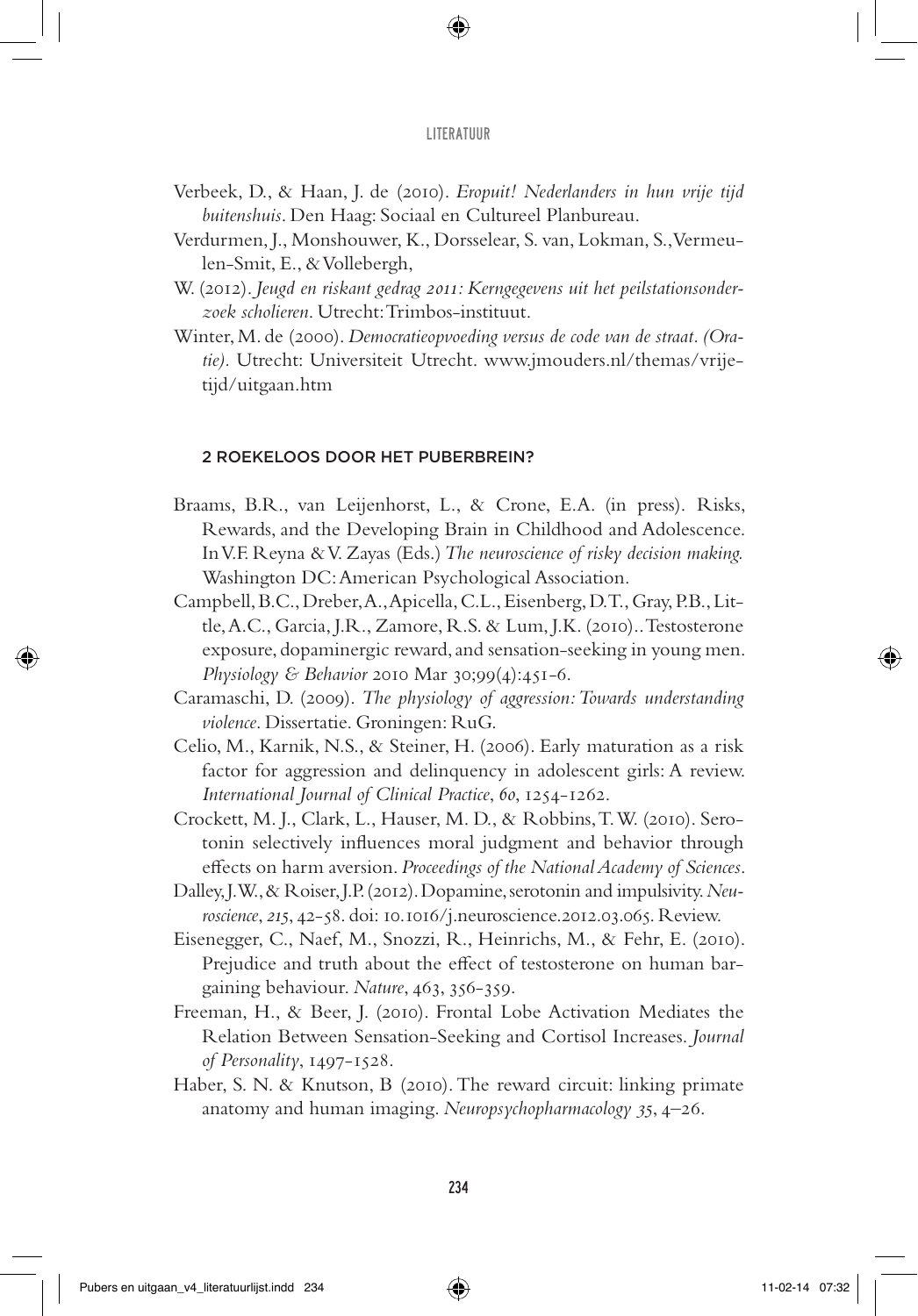Verbeek, D., & Haan, J. de (2010). *Eropuit! Nederlanders in hun vrije tijd buitenshuis*. Den Haag: Sociaal en Cultureel Planbureau.

Verdurmen, J., Monshouwer, K., Dorsselear, S. van, Lokman, S., Vermeulen-Smit, E., & Vollebergh,

W. (2012). *Jeugd en riskant gedrag 2011: Kerngegevens uit het peilstationsonderzoek scholieren*. Utrecht: Trimbos-instituut.

Winter, M. de (2000). *Democratieopvoeding versus de code van de straat. (Oratie).* Utrecht: Universiteit Utrecht. www.jmouders.nl/themas/vrijetijd/uitgaan.htm

## 2 ROEKELOOS DOOR HET PUBERBREIN?

Braams, B.R., van Leijenhorst, L., & Crone, E.A. (in press). Risks, Rewards, and the Developing Brain in Childhood and Adolescence. In V.F. Reyna & V. Zayas (Eds.) *The neuroscience of risky decision making.* Washington DC: American Psychological Association.

Campbell, B.C., Dreber, A., Apicella, C.L., Eisenberg, D.T., Gray, P.B., Little, A.C., Garcia, J.R., Zamore, R.S. & Lum, J.K. (2010).. Testosterone exposure, dopaminergic reward, and sensation-seeking in young men. *Physiology & Behavior* 2010 Mar 30;99(4):451-6.

Caramaschi, D. (2009). *The physiology of aggression: Towards understanding violence*. Dissertatie. Groningen: RuG.

Celio, M., Karnik, N.S., & Steiner, H. (2006). Early maturation as a risk factor for aggression and delinquency in adolescent girls: A review. *International Journal of Clinical Practice*, *60*, 1254-1262.

Crockett, M. J., Clark, L., Hauser, M. D., & Robbins, T. W. (2010). Serotonin selectively influences moral judgment and behavior through effects on harm aversion. *Proceedings of the National Academy of Sciences*.

Dalley, J.W., & Roiser, J.P. (2012). Dopamine, serotonin and impulsivity. *Neuroscience*, *215*, 42-58. doi: 10.1016/j.neuroscience.2012.03.065. Review.

Eisenegger, C., Naef, M., Snozzi, R., Heinrichs, M., & Fehr, E. (2010). Prejudice and truth about the effect of testosterone on human bargaining behaviour. *Nature*, 463, 356-359.

Freeman, H., & Beer, J. (2010). Frontal Lobe Activation Mediates the Relation Between Sensation-Seeking and Cortisol Increases. *Journal of Personality*, 1497-1528.

Haber, S. N. & Knutson, B (2010). The reward circuit: linking primate anatomy and human imaging. *Neuropsychopharmacology 35*, 4–26.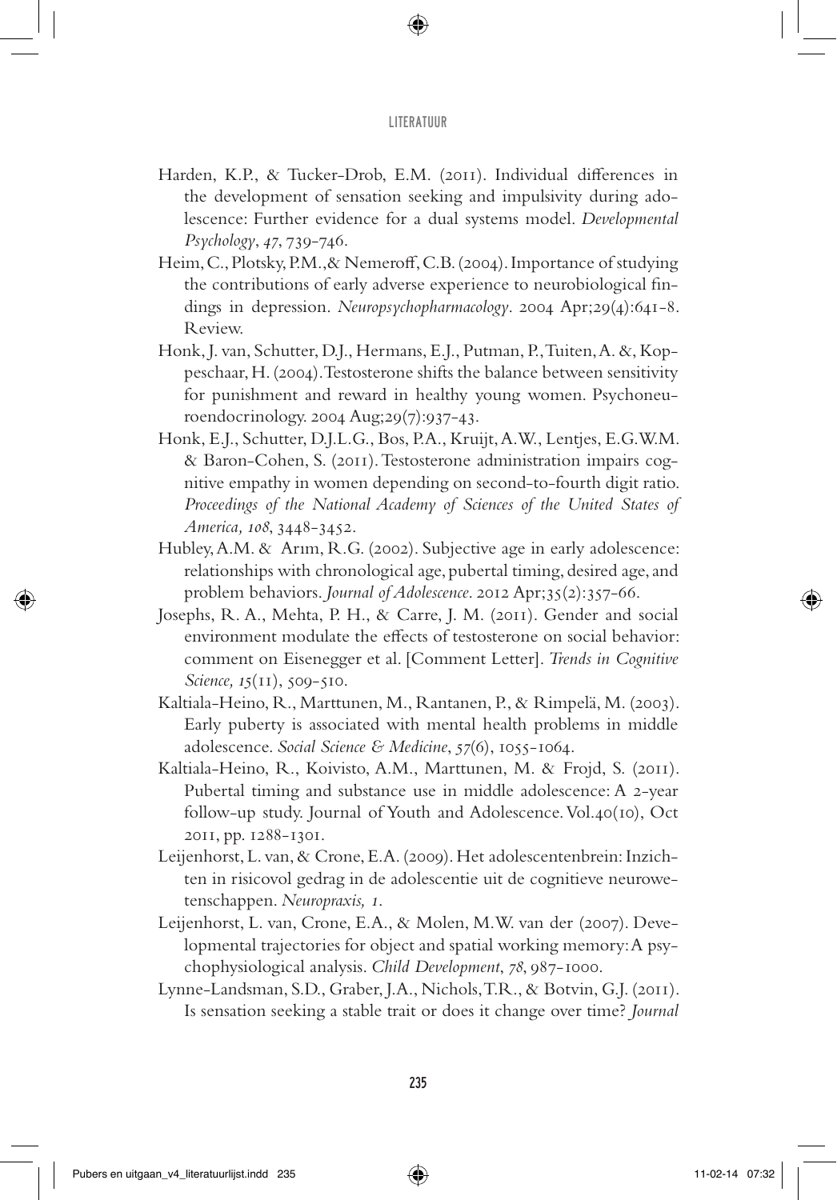Harden, K.P., & Tucker-Drob, E.M. (2011). Individual differences in the development of sensation seeking and impulsivity during adolescence: Further evidence for a dual systems model. *Developmental Psychology*, *47*, 739-746.

Heim, C., Plotsky, P.M.,& Nemeroff, C.B. (2004). Importance of studying the contributions of early adverse experience to neurobiological findings in depression. *Neuropsychopharmacology*. 2004 Apr;29(4):641-8. Review.

Honk, J. van, Schutter, D.J., Hermans, E.J., Putman, P., Tuiten, A. &, Koppeschaar, H. (2004). Testosterone shifts the balance between sensitivity for punishment and reward in healthy young women. Psychoneuroendocrinology. 2004 Aug;29(7):937-43.

Honk, E.J., Schutter, D.J.L.G., Bos, P.A., Kruijt, A.W., Lentjes, E.G.W.M. & Baron-Cohen, S. (2011). Testosterone administration impairs cognitive empathy in women depending on second-to-fourth digit ratio. *Proceedings of the National Academy of Sciences of the United States of America, 108*, 3448-3452.

Hubley, A.M. & Arım, R.G. (2002). Subjective age in early adolescence: relationships with chronological age, pubertal timing, desired age, and problem behaviors. *Journal of Adolescence*. 2012 Apr;35(2):357-66.

Josephs, R. A., Mehta, P. H., & Carre, J. M. (2011). Gender and social environment modulate the effects of testosterone on social behavior: comment on Eisenegger et al. [Comment Letter]. *Trends in Cognitive Science, 15*(11), 509-510.

Kaltiala-Heino, R., Marttunen, M., Rantanen, P., & Rimpelä, M. (2003). Early puberty is associated with mental health problems in middle adolescence. *Social Science & Medicine*, *57*(6), 1055-1064.

Kaltiala-Heino, R., Koivisto, A.M., Marttunen, M. & Frojd, S. (2011). Pubertal timing and substance use in middle adolescence: A 2-year follow-up study. Journal of Youth and Adolescence. Vol.40(10), Oct 2011, pp. 1288-1301.

Leijenhorst, L. van, & Crone, E.A. (2009). Het adolescentenbrein: Inzichten in risicovol gedrag in de adolescentie uit de cognitieve neurowetenschappen. *Neuropraxis, 1*.

Leijenhorst, L. van, Crone, E.A., & Molen, M.W. van der (2007). Developmental trajectories for object and spatial working memory: A psychophysiological analysis. *Child Development*, *78*, 987-1000.

Lynne-Landsman, S.D., Graber, J.A., Nichols, T.R., & Botvin, G.J. (2011). Is sensation seeking a stable trait or does it change over time? *Journal*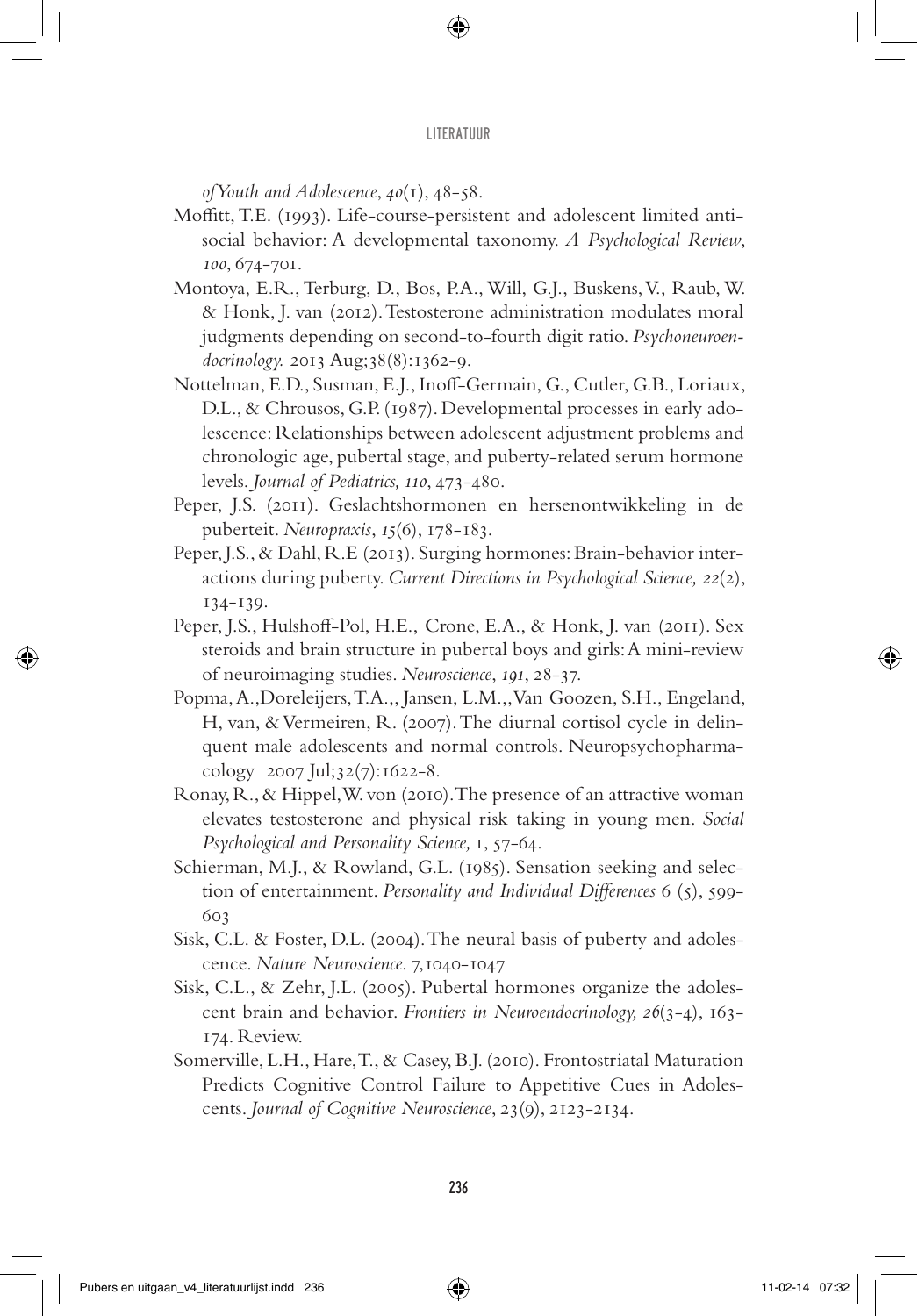*of Youth and Adolescence*, *40*(1), 48-58.

Moffitt, T.E. (1993). Life-course-persistent and adolescent limited antisocial behavior: A developmental taxonomy. *A Psychological Review*, *100*, 674-701.

Montoya, E.R., Terburg, D., Bos, P.A., Will, G.J., Buskens, V., Raub, W. & Honk, J. van (2012). Testosterone administration modulates moral judgments depending on second-to-fourth digit ratio. *Psychoneuroendocrinology.* 2013 Aug;38(8):1362-9.

Nottelman, E.D., Susman, E.J., Inoff-Germain, G., Cutler, G.B., Loriaux, D.L., & Chrousos, G.P. (1987). Developmental processes in early adolescence: Relationships between adolescent adjustment problems and chronologic age, pubertal stage, and puberty-related serum hormone levels. *Journal of Pediatrics, 110*, 473-480.

Peper, J.S. (2011). Geslachtshormonen en hersenontwikkeling in de puberteit. *Neuropraxis*, *15*(6), 178-183.

Peper, J.S., & Dahl, R.E (2013). Surging hormones: Brain-behavior interactions during puberty. *Current Directions in Psychological Science, 22*(2), 134-139.

Peper, J.S., Hulshoff-Pol, H.E., Crone, E.A., & Honk, J. van (2011). Sex steroids and brain structure in pubertal boys and girls: A mini-review of neuroimaging studies. *Neuroscience*, *191*, 28-37.

Popma, A.,Doreleijers, T.A.,, Jansen, L.M.,, Van Goozen, S.H., Engeland, H, van, & Vermeiren, R. (2007). The diurnal cortisol cycle in delinquent male adolescents and normal controls. Neuropsychopharmacology 2007 Jul;32(7):1622-8.

Ronay, R., & Hippel, W. von (2010). The presence of an attractive woman elevates testosterone and physical risk taking in young men. *Social Psychological and Personality Science,* 1, 57-64.

Schierman, M.J., & Rowland, G.L. (1985). Sensation seeking and selection of entertainment. *Personality and Individual Differences* 6 (5), 599-603

Sisk, C.L. & Foster, D.L. (2004). The neural basis of puberty and adolescence. *Nature Neuroscience*. 7,1040-1047

Sisk, C.L., & Zehr, J.L. (2005). Pubertal hormones organize the adolescent brain and behavior. *Frontiers in Neuroendocrinology, 26*(3-4), 163-174. Review.

Somerville, L.H., Hare, T., & Casey, B.J. (2010). Frontostriatal Maturation Predicts Cognitive Control Failure to Appetitive Cues in Adolescents. *Journal of Cognitive Neuroscience*, 23(9), 2123-2134.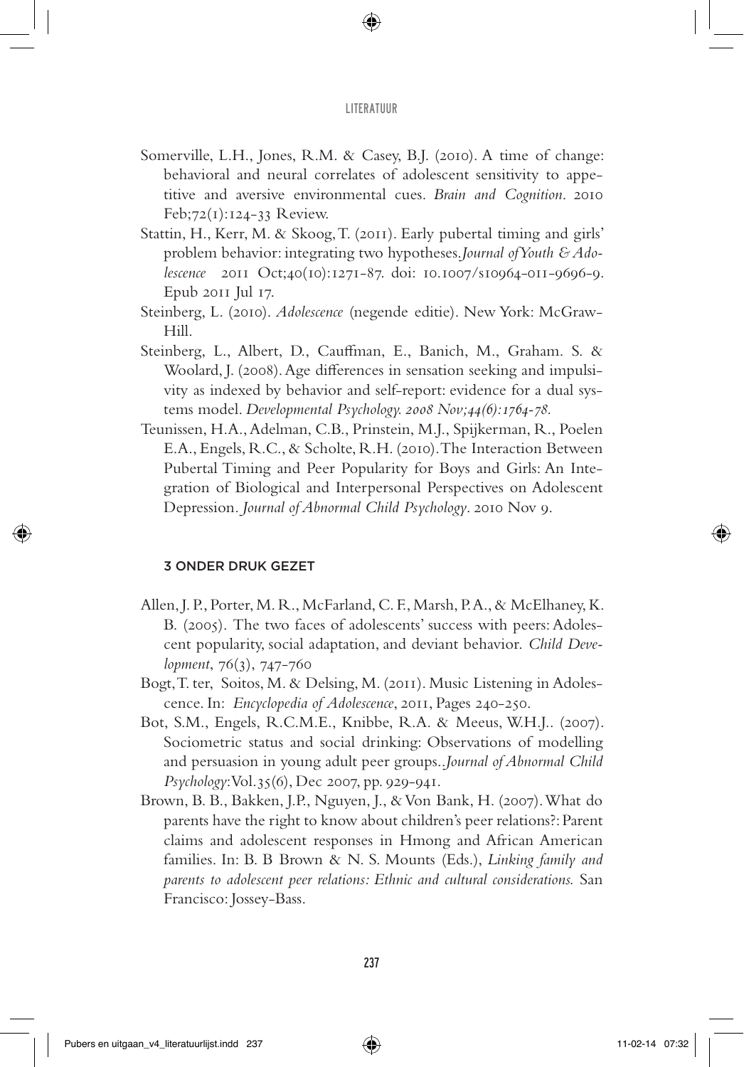Somerville, L.H., Jones, R.M. & Casey, B.J. (2010). A time of change: behavioral and neural correlates of adolescent sensitivity to appetitive and aversive environmental cues. *Brain and Cognition*. 2010 Feb;72(1):124-33 Review.

Stattin, H., Kerr, M. & Skoog, T. (2011). Early pubertal timing and girls' problem behavior: integrating two hypotheses. *Journal of Youth & Adolescence* 2011 Oct;40(10):1271-87. doi: 10.1007/s10964-011-9696-9. Epub 2011 Jul 17.

Steinberg, L. (2010). *Adolescence* (negende editie). New York: McGraw-Hill.

Steinberg, L., Albert, D., Cauffman, E., Banich, M., Graham. S. & Woolard, J. (2008). Age differences in sensation seeking and impulsivity as indexed by behavior and self-report: evidence for a dual systems model. *Developmental Psychology. 2008 Nov;44(6):1764-78.*

Teunissen, H.A., Adelman, C.B., Prinstein, M.J., Spijkerman, R., Poelen E.A., Engels, R.C., & Scholte, R.H. (2010). The Interaction Between Pubertal Timing and Peer Popularity for Boys and Girls: An Integration of Biological and Interpersonal Perspectives on Adolescent Depression. *Journal of Abnormal Child Psychology*. 2010 Nov 9.

## 3 ONDER DRUK GEZET

Allen, J. P., Porter, M. R., McFarland, C. F., Marsh, P. A., & McElhaney, K. B. (2005). The two faces of adolescents' success with peers: Adolescent popularity, social adaptation, and deviant behavior. *Child Development*, 76(3), 747-760

Bogt, T. ter, Soitos, M. & Delsing, M. (2011). Music Listening in Adolescence. In: *Encyclopedia of Adolescence*, 2011, Pages 240-250.

Bot, S.M., Engels, R.C.M.E., Knibbe, R.A. & Meeus, W.H.J.. (2007). Sociometric status and social drinking: Observations of modelling and persuasion in young adult peer groups. *Journal of Abnormal Child Psychology*: Vol. 35(6), Dec 2007, pp. 929-941.

Brown, B. B., Bakken, J.P., Nguyen, J., & Von Bank, H. (2007). What do parents have the right to know about children's peer relations?: Parent claims and adolescent responses in Hmong and African American families. In: B. B Brown & N. S. Mounts (Eds.), *Linking family and parents to adolescent peer relations: Ethnic and cultural considerations.* San Francisco: Jossey-Bass.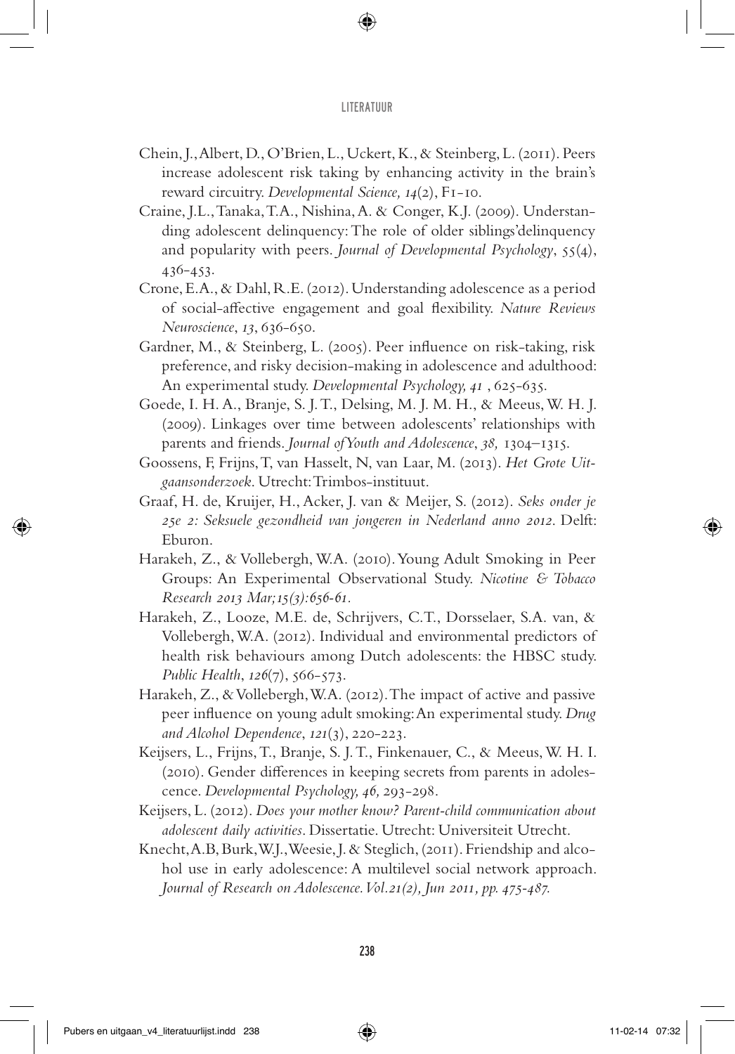Chein, J., Albert, D., O'Brien, L., Uckert, K., & Steinberg, L. (2011). Peers increase adolescent risk taking by enhancing activity in the brain's reward circuitry. *Developmental Science, 14*(2), F1-10.

Craine, J.L., Tanaka, T.A., Nishina, A. & Conger, K.J. (2009). Understanding adolescent delinquency: The role of older siblings'delinquency and popularity with peers. *Journal of Developmental Psychology*, 55(4), 436-453.

Crone, E.A., & Dahl, R.E. (2012). Understanding adolescence as a period of social-affective engagement and goal flexibility. *Nature Reviews Neuroscience*, *13*, 636-650.

Gardner, M., & Steinberg, L. (2005). Peer influence on risk-taking, risk preference, and risky decision-making in adolescence and adulthood: An experimental study. *Developmental Psychology, 41* , 625-635.

Goede, I. H. A., Branje, S. J. T., Delsing, M. J. M. H., & Meeus, W. H. J. (2009). Linkages over time between adolescents' relationships with parents and friends. *Journal of Youth and Adolescence*, *38,* 1304–1315.

Goossens, F, Frijns, T, van Hasselt, N, van Laar, M. (2013). *Het Grote Uitgaansonderzoek*. Utrecht: Trimbos-instituut.

Graaf, H. de, Kruijer, H., Acker, J. van & Meijer, S. (2012). *Seks onder je 25e 2: Seksuele gezondheid van jongeren in Nederland anno 2012*. Delft: Eburon.

Harakeh, Z., & Vollebergh, W.A. (2010). Young Adult Smoking in Peer Groups: An Experimental Observational Study. *Nicotine & Tobacco Research 2013 Mar;15(3):656-61.*

Harakeh, Z., Looze, M.E. de, Schrijvers, C.T., Dorsselaer, S.A. van, & Vollebergh, W.A. (2012). Individual and environmental predictors of health risk behaviours among Dutch adolescents: the HBSC study. *Public Health*, *126*(7), 566-573.

Harakeh, Z., & Vollebergh, W.A. (2012). The impact of active and passive peer influence on young adult smoking: An experimental study. *Drug and Alcohol Dependence*, *121*(3), 220-223.

Keijsers, L., Frijns, T., Branje, S. J. T., Finkenauer, C., & Meeus, W. H. I. (2010). Gender differences in keeping secrets from parents in adolescence. *Developmental Psychology, 46,* 293-298.

Keijsers, L. (2012). *Does your mother know? Parent-child communication about adolescent daily activities*. Dissertatie. Utrecht: Universiteit Utrecht.

Knecht, A.B, Burk, W.J., Weesie, J. & Steglich, (2011). Friendship and alcohol use in early adolescence: A multilevel social network approach. *Journal of Research on Adolescence. Vol.21(2), Jun 2011, pp. 475-487.*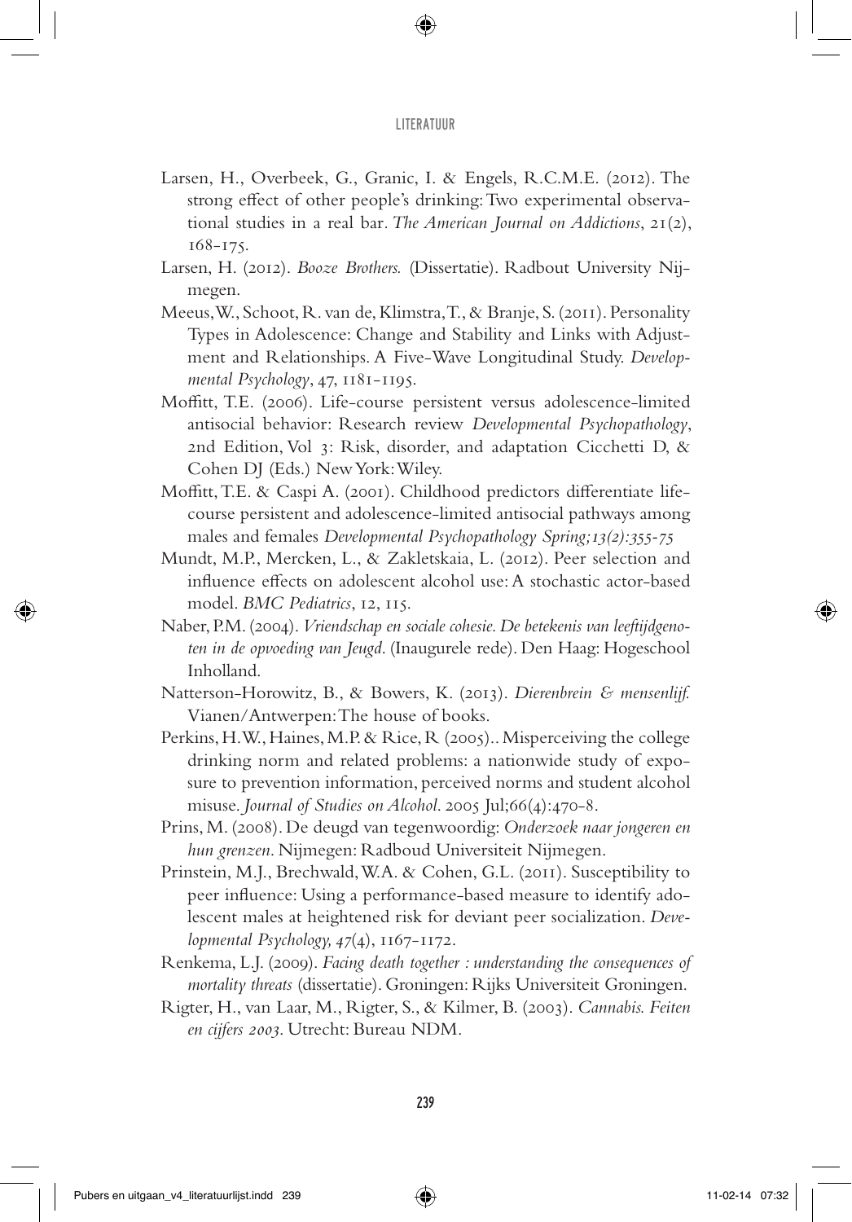Larsen, H., Overbeek, G., Granic, I. & Engels, R.C.M.E. (2012). The strong effect of other people's drinking: Two experimental observational studies in a real bar. *The American Journal on Addictions*, *21*(2), 168-175.

Larsen, H. (2012). *Booze Brothers.* (Dissertatie). Radbout University Nijmegen.

Meeus, W., Schoot, R. van de, Klimstra, T., & Branje, S. (2011). Personality Types in Adolescence: Change and Stability and Links with Adjustment and Relationships. A Five-Wave Longitudinal Study. *Developmental Psychology*, 47, 1181-1195.

Moffitt, T.E. (2006). Life-course persistent versus adolescence-limited antisocial behavior: Research review *Developmental Psychopathology*, 2nd Edition, Vol 3: Risk, disorder, and adaptation Cicchetti D, & Cohen DJ (Eds.) New York: Wiley.

Moffitt, T.E. & Caspi A. (2001). Childhood predictors differentiate life-course persistent and adolescence-limited antisocial pathways among males and females *Developmental Psychopathology Spring;13(2):355-75*

Mundt, M.P., Mercken, L., & Zakletskaia, L. (2012). Peer selection and influence effects on adolescent alcohol use: A stochastic actor-based model. *BMC Pediatrics*, 12, 115.

Naber, P.M. (2004). *Vriendschap en sociale cohesie. De betekenis van leeftijdgenoten in de opvoeding van Jeugd*. (Inaugurele rede). Den Haag: Hogeschool Inholland.

Natterson-Horowitz, B., & Bowers, K. (2013). *Dierenbrein & mensenlijf.* Vianen/Antwerpen: The house of books.

Perkins, H.W., Haines, M.P. & Rice, R (2005).. Misperceiving the college drinking norm and related problems: a nationwide study of exposure to prevention information, perceived norms and student alcohol misuse. *Journal of Studies on Alcohol*. 2005 Jul;66(4):470-8.

Prins, M. (2008). De deugd van tegenwoordig: *Onderzoek naar jongeren en hun grenzen*. Nijmegen: Radboud Universiteit Nijmegen.

Prinstein, M.J., Brechwald, W.A. & Cohen, G.L. (2011). Susceptibility to peer influence: Using a performance-based measure to identify adolescent males at heightened risk for deviant peer socialization. *Developmental Psychology, 47*(4), 1167-1172.

Renkema, L.J. (2009). *Facing death together : understanding the consequences of mortality threats* (dissertatie). Groningen: Rijks Universiteit Groningen.

Rigter, H., van Laar, M., Rigter, S., & Kilmer, B. (2003). *Cannabis. Feiten en cijfers 2003*. Utrecht: Bureau NDM.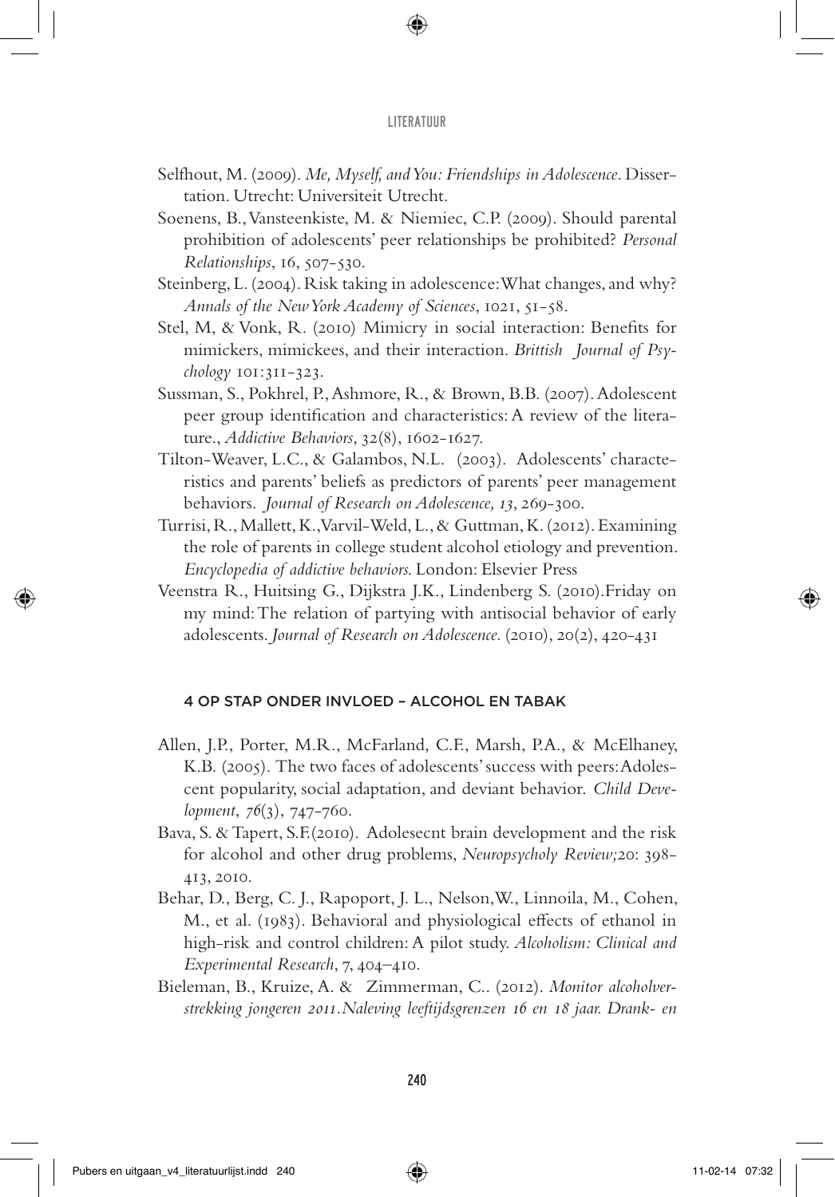Selfhout, M. (2009). *Me, Myself, and You: Friendships in Adolescence*. Dissertation. Utrecht: Universiteit Utrecht.

Soenens, B., Vansteenkiste, M. & Niemiec, C.P. (2009). Should parental prohibition of adolescents' peer relationships be prohibited? *Personal Relationships*, 16, 507-530.

Steinberg, L. (2004). Risk taking in adolescence: What changes, and why? *Annals of the New York Academy of Sciences*, 1021, 51-58.

Stel, M, & Vonk, R. (2010) Mimicry in social interaction: Benefits for mimickers, mimickees, and their interaction. *Brittish Journal of Psychology* 101:311-323.

Sussman, S., Pokhrel, P., Ashmore, R., & Brown, B.B. (2007). Adolescent peer group identification and characteristics: A review of the literature., *Addictive Behaviors*, 32(8), 1602-1627.

Tilton-Weaver, L.C., & Galambos, N.L. (2003). Adolescents' characteristics and parents' beliefs as predictors of parents' peer management behaviors. *Journal of Research on Adolescence, 13*, 269-300.

Turrisi, R., Mallett, K., Varvil-Weld, L., & Guttman, K. (2012). Examining the role of parents in college student alcohol etiology and prevention. *Encyclopedia of addictive behaviors.* London: Elsevier Press

Veenstra R., Huitsing G., Dijkstra J.K., Lindenberg S. (2010).Friday on my mind: The relation of partying with antisocial behavior of early adolescents. *Journal of Research on Adolescence.* (2010), 20(2), 420-431

## 4 OP STAP ONDER INVLOED – ALCOHOL EN TABAK

Allen, J.P., Porter, M.R., McFarland, C.F., Marsh, P.A., & McElhaney, K.B. (2005). The two faces of adolescents' success with peers: Adolescent popularity, social adaptation, and deviant behavior. *Child Development*, *76*(3), 747-760.

Bava, S. & Tapert, S.F.(2010). Adolesecnt brain development and the risk for alcohol and other drug problems, *Neuropsycholy Review;*20: 398-413, 2010.

Behar, D., Berg, C. J., Rapoport, J. L., Nelson, W., Linnoila, M., Cohen, M., et al. (1983). Behavioral and physiological effects of ethanol in high-risk and control children: A pilot study. *Alcoholism: Clinical and Experimental Research*, 7, 404–410.

Bieleman, B., Kruize, A. & Zimmerman, C.. (2012). *Monitor alcoholverstrekking jongeren 2011.Naleving leeftijdsgrenzen 16 en 18 jaar. Drank- en*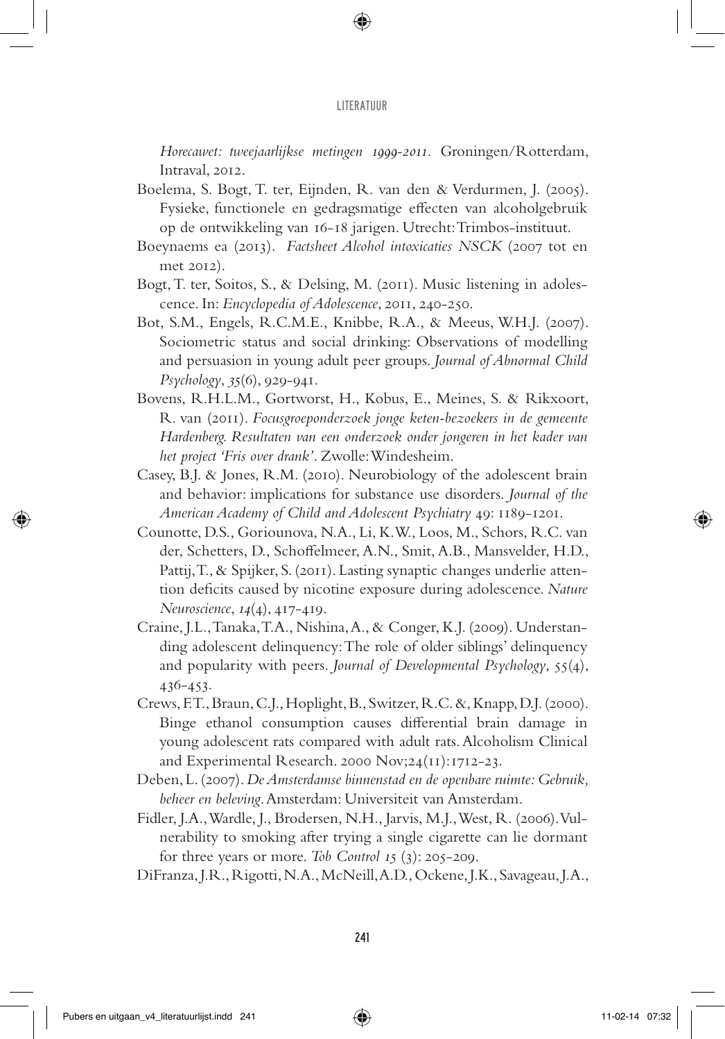*Horecawet: tweejaarlijkse metingen 1999-2011.* Groningen/Rotterdam, Intraval, 2012.

Boelema, S. Bogt, T. ter, Eijnden, R. van den & Verdurmen, J. (2005). Fysieke, functionele en gedragsmatige effecten van alcoholgebruik op de ontwikkeling van 16-18 jarigen. Utrecht: Trimbos-instituut.

Boeynaems ea (2013). *Factsheet Alcohol intoxicaties NSCK* (2007 tot en met 2012).

Bogt, T. ter, Soitos, S., & Delsing, M. (2011). Music listening in adolescence. In: *Encyclopedia of Adolescence*, 2011, 240-250.

Bot, S.M., Engels, R.C.M.E., Knibbe, R.A., & Meeus, W.H.J. (2007). Sociometric status and social drinking: Observations of modelling and persuasion in young adult peer groups. *Journal of Abnormal Child Psychology*, *35*(6), 929-941.

Bovens, R.H.L.M., Gortworst, H., Kobus, E., Meines, S. & Rikxoort, R. van (2011). *Focusgroeponderzoek jonge keten-bezoekers in de gemeente Hardenberg. Resultaten van een onderzoek onder jongeren in het kader van het project 'Fris over drank'.* Zwolle: Windesheim.

Casey, B.J. & Jones, R.M. (2010). Neurobiology of the adolescent brain and behavior: implications for substance use disorders. *Journal of the American Academy of Child and Adolescent Psychiatry* 49: 1189-1201.

Counotte, D.S., Goriounova, N.A., Li, K.W., Loos, M., Schors, R.C. van der, Schetters, D., Schoffelmeer, A.N., Smit, A.B., Mansvelder, H.D., Pattij, T., & Spijker, S. (2011). Lasting synaptic changes underlie attention deficits caused by nicotine exposure during adolescence. *Nature Neuroscience*, *14*(4), 417-419.

Craine, J.L., Tanaka, T.A., Nishina, A., & Conger, K.J. (2009). Understanding adolescent delinquency: The role of older siblings' delinquency and popularity with peers. *Journal of Developmental Psychology*, 55(4), 436-453.

Crews, F.T., Braun, C.J., Hoplight, B., Switzer, R.C. &, Knapp, D.J. (2000). Binge ethanol consumption causes differential brain damage in young adolescent rats compared with adult rats. Alcoholism Clinical and Experimental Research. 2000 Nov;24(11):1712-23.

Deben, L. (2007). *De Amsterdamse binnenstad en de openbare ruimte: Gebruik, beheer en beleving.* Amsterdam: Universiteit van Amsterdam.

Fidler, J.A., Wardle, J., Brodersen, N.H., Jarvis, M.J., West, R. (2006). Vulnerability to smoking after trying a single cigarette can lie dormant for three years or more. *Tob Control 15* (3): 205-209.

DiFranza, J.R., Rigotti, N.A., McNeill, A.D., Ockene, J.K., Savageau, J.A.,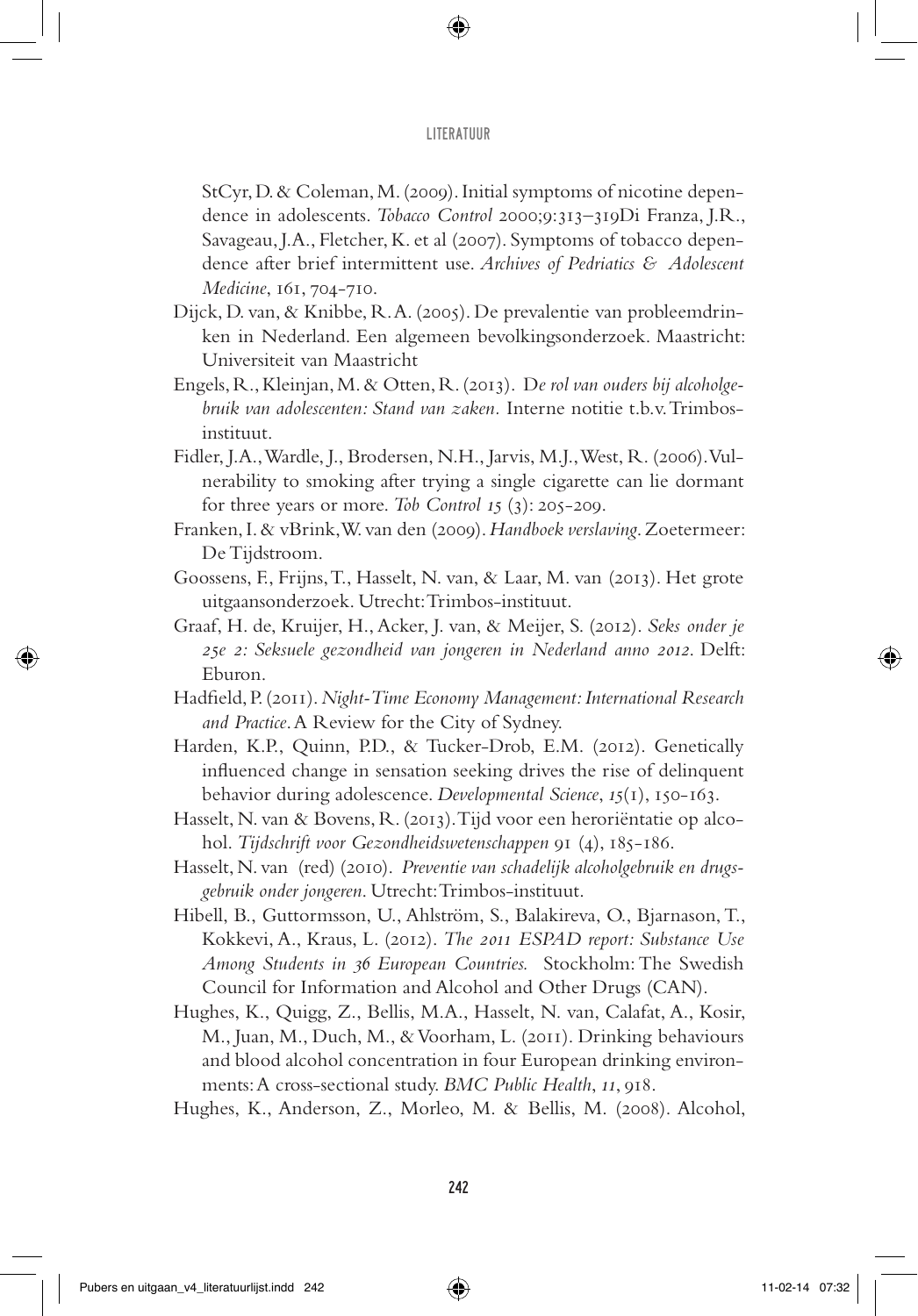StCyr, D. & Coleman, M. (2009). Initial symptoms of nicotine dependence in adolescents. *Tobacco Control* 2000;9:313–319Di Franza, J.R., Savageau, J.A., Fletcher, K. et al (2007). Symptoms of tobacco dependence after brief intermittent use. *Archives of Pedriatics & Adolescent Medicine*, 161, 704-710.

Dijck, D. van, & Knibbe, R.A. (2005). De prevalentie van probleemdrinken in Nederland. Een algemeen bevolkingsonderzoek. Maastricht: Universiteit van Maastricht

Engels, R., Kleinjan, M. & Otten, R. (2013). *De rol van ouders bij alcoholgebruik van adolescenten: Stand van zaken.* Interne notitie t.b.v. Trimbos-instituut.

Fidler, J.A., Wardle, J., Brodersen, N.H., Jarvis, M.J., West, R. (2006). Vulnerability to smoking after trying a single cigarette can lie dormant for three years or more. *Tob Control 15* (3): 205-209.

Franken, I. & vBrink, W. van den (2009). *Handboek verslaving*. Zoetermeer: De Tijdstroom.

Goossens, F., Frijns, T., Hasselt, N. van, & Laar, M. van (2013). Het grote uitgaansonderzoek. Utrecht: Trimbos-instituut.

Graaf, H. de, Kruijer, H., Acker, J. van, & Meijer, S. (2012). *Seks onder je 25e 2: Seksuele gezondheid van jongeren in Nederland anno 2012*. Delft: Eburon.

Hadfield, P. (2011). *Night-Time Economy Management: International Research and Practice*. A Review for the City of Sydney.

Harden, K.P., Quinn, P.D., & Tucker-Drob, E.M. (2012). Genetically influenced change in sensation seeking drives the rise of delinquent behavior during adolescence. *Developmental Science*, *15*(1), 150-163.

Hasselt, N. van & Bovens, R. (2013). Tijd voor een heroriëntatie op alcohol. *Tijdschrift voor Gezondheidswetenschappen* 91 (4), 185-186.

Hasselt, N. van (red) (2010). *Preventie van schadelijk alcoholgebruik en drugsgebruik onder jongeren*. Utrecht: Trimbos-instituut.

Hibell, B., Guttormsson, U., Ahlström, S., Balakireva, O., Bjarnason, T., Kokkevi, A., Kraus, L. (2012). *The 2011 ESPAD report: Substance Use Among Students in 36 European Countries.* Stockholm: The Swedish Council for Information and Alcohol and Other Drugs (CAN).

Hughes, K., Quigg, Z., Bellis, M.A., Hasselt, N. van, Calafat, A., Kosir, M., Juan, M., Duch, M., & Voorham, L. (2011). Drinking behaviours and blood alcohol concentration in four European drinking environments: A cross-sectional study. *BMC Public Health*, *11*, 918.

Hughes, K., Anderson, Z., Morleo, M. & Bellis, M. (2008). Alcohol,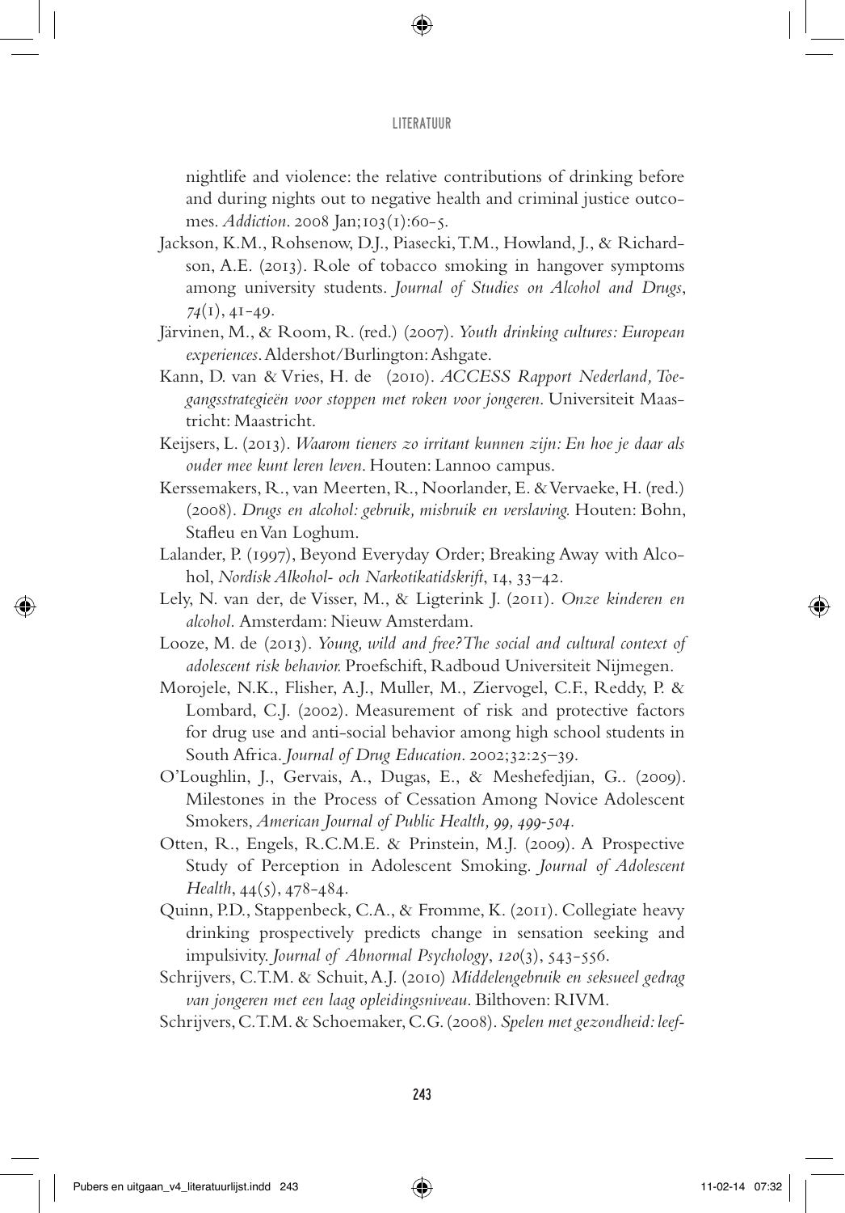nightlife and violence: the relative contributions of drinking before and during nights out to negative health and criminal justice outcomes. *Addiction*. 2008 Jan;103(1):60-5.

Jackson, K.M., Rohsenow, D.J., Piasecki, T.M., Howland, J., & Richardson, A.E. (2013). Role of tobacco smoking in hangover symptoms among university students. *Journal of Studies on Alcohol and Drugs*, *74*(1), 41-49.

Järvinen, M., & Room, R. (red.) (2007). *Youth drinking cultures: European experiences*. Aldershot/Burlington: Ashgate.

Kann, D. van & Vries, H. de (2010). *ACCESS Rapport Nederland, Toegangsstrategieën voor stoppen met roken voor jongeren*. Universiteit Maastricht: Maastricht.

Keijsers, L. (2013). *Waarom tieners zo irritant kunnen zijn: En hoe je daar als ouder mee kunt leren leven*. Houten: Lannoo campus.

Kerssemakers, R., van Meerten, R., Noorlander, E. & Vervaeke, H. (red.) (2008). *Drugs en alcohol: gebruik, misbruik en verslaving*. Houten: Bohn, Stafleu en Van Loghum.

Lalander, P. (1997), Beyond Everyday Order; Breaking Away with Alcohol, *Nordisk Alkohol- och Narkotikatidskrift*, 14, 33–42.

Lely, N. van der, de Visser, M., & Ligterink J. (2011). *Onze kinderen en alcohol*. Amsterdam: Nieuw Amsterdam.

Looze, M. de (2013). *Young, wild and free? The social and cultural context of adolescent risk behavior*. Proefschift, Radboud Universiteit Nijmegen.

Morojele, N.K., Flisher, A.J., Muller, M., Ziervogel, C.F., Reddy, P. & Lombard, C.J. (2002). Measurement of risk and protective factors for drug use and anti-social behavior among high school students in South Africa. *Journal of Drug Education*. 2002;32:25–39.

O'Loughlin, J., Gervais, A., Dugas, E., & Meshefedjian, G.. (2009). Milestones in the Process of Cessation Among Novice Adolescent Smokers, *American Journal of Public Health, 99, 499-504*.

Otten, R., Engels, R.C.M.E. & Prinstein, M.J. (2009). A Prospective Study of Perception in Adolescent Smoking. *Journal of Adolescent Health*, 44(5), 478-484.

Quinn, P.D., Stappenbeck, C.A., & Fromme, K. (2011). Collegiate heavy drinking prospectively predicts change in sensation seeking and impulsivity. *Journal of Abnormal Psychology*, *120*(3), 543-556.

Schrijvers, C.T.M. & Schuit, A.J. (2010) *Middelengebruik en seksueel gedrag van jongeren met een laag opleidingsniveau*. Bilthoven: RIVM.

Schrijvers, C.T.M. & Schoemaker, C.G. (2008). *Spelen met gezondheid: leef-*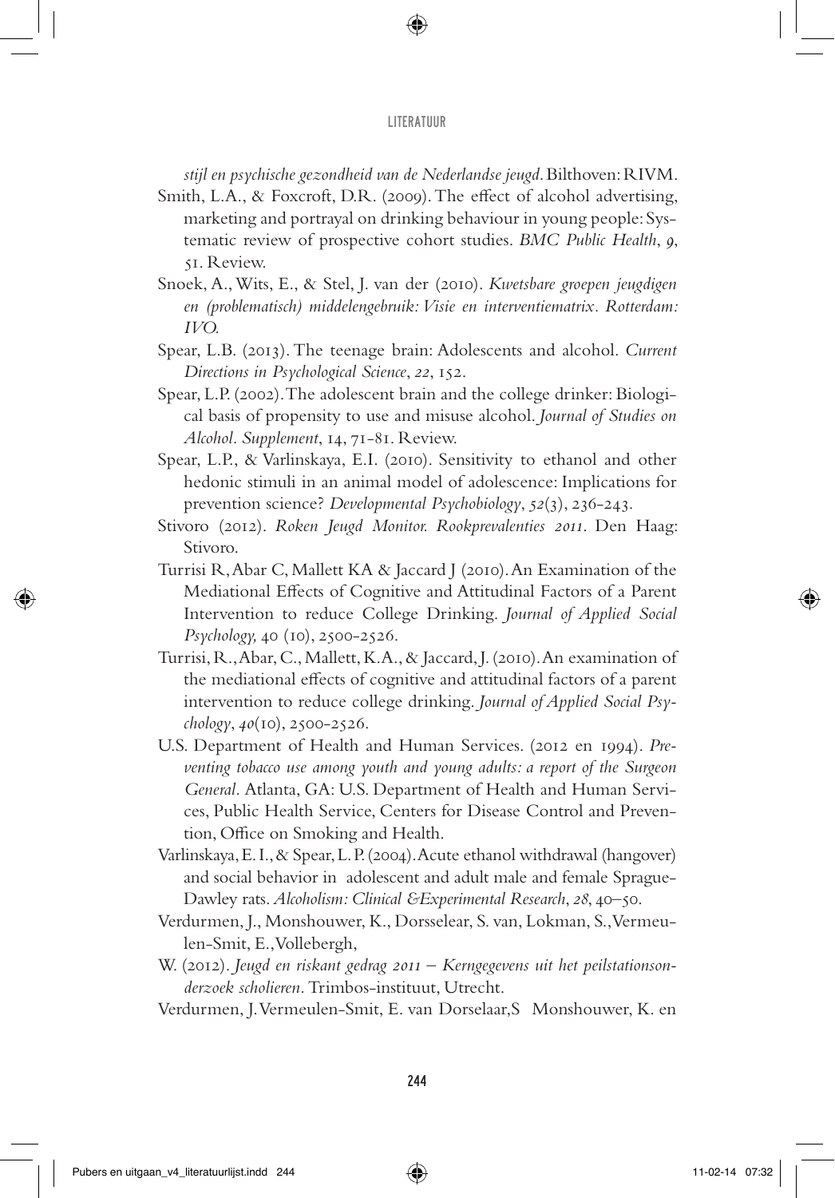*stijl en psychische gezondheid van de Nederlandse jeugd*. Bilthoven: RIVM.

Smith, L.A., & Foxcroft, D.R. (2009). The effect of alcohol advertising, marketing and portrayal on drinking behaviour in young people: Systematic review of prospective cohort studies. *BMC Public Health*, *9*, 51. Review.

Snoek, A., Wits, E., & Stel, J. van der (2010). *Kwetsbare groepen jeugdigen en (problematisch) middelengebruik: Visie en interventiematrix. Rotterdam: IVO.*

Spear, L.B. (2013). The teenage brain: Adolescents and alcohol. *Current Directions in Psychological Science*, *22*, 152.

Spear, L.P. (2002). The adolescent brain and the college drinker: Biological basis of propensity to use and misuse alcohol. *Journal of Studies on Alcohol. Supplement*, 14, 71-81. Review.

Spear, L.P., & Varlinskaya, E.I. (2010). Sensitivity to ethanol and other hedonic stimuli in an animal model of adolescence: Implications for prevention science? *Developmental Psychobiology*, *52*(3), 236-243.

Stivoro (2012). *Roken Jeugd Monitor. Rookprevalenties 2011*. Den Haag: Stivoro.

Turrisi R, Abar C, Mallett KA & Jaccard J (2010). An Examination of the Mediational Effects of Cognitive and Attitudinal Factors of a Parent Intervention to reduce College Drinking. *Journal of Applied Social Psychology,* 40 (10), 2500-2526.

Turrisi, R., Abar, C., Mallett, K.A., & Jaccard, J. (2010). An examination of the mediational effects of cognitive and attitudinal factors of a parent intervention to reduce college drinking. *Journal of Applied Social Psychology*, *40*(10), 2500-2526.

U.S. Department of Health and Human Services. (2012 en 1994). *Preventing tobacco use among youth and young adults: a report of the Surgeon General*. Atlanta, GA: U.S. Department of Health and Human Services, Public Health Service, Centers for Disease Control and Prevention, Office on Smoking and Health.

Varlinskaya, E. I., & Spear, L. P. (2004). Acute ethanol withdrawal (hangover) and social behavior in adolescent and adult male and female Sprague-Dawley rats. *Alcoholism: Clinical &Experimental Research*, *28*, 40–50.

Verdurmen, J., Monshouwer, K., Dorsselear, S. van, Lokman, S., Vermeulen-Smit, E., Vollebergh,

W. (2012). *Jeugd en riskant gedrag 2011 – Kerngegevens uit het peilstationsonderzoek scholieren*. Trimbos-instituut, Utrecht.

Verdurmen, J. Vermeulen-Smit, E. van Dorselaar, S Monshouwer, K. en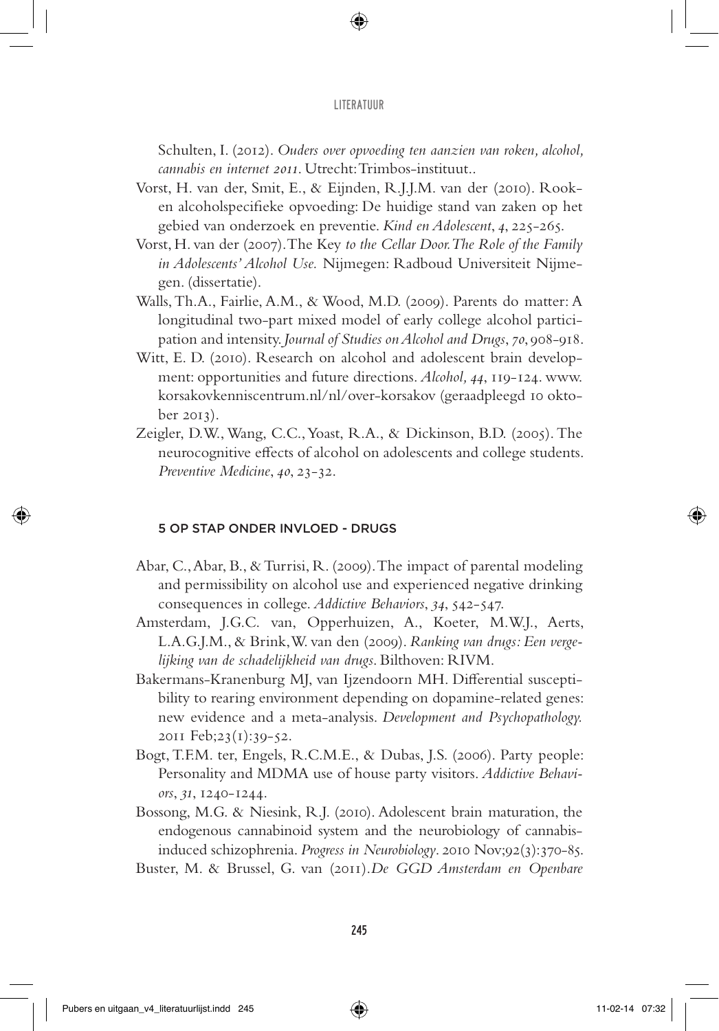Schulten, I. (2012). *Ouders over opvoeding ten aanzien van roken, alcohol, cannabis en internet 2011*. Utrecht: Trimbos-instituut..

Vorst, H. van der, Smit, E., & Eijnden, R.J.J.M. van der (2010). Rook- en alcoholspecifieke opvoeding: De huidige stand van zaken op het gebied van onderzoek en preventie. *Kind en Adolescent*, *4*, 225-265.

Vorst, H. van der (2007). The Key *to the Cellar Door. The Role of the Family in Adolescents' Alcohol Use.* Nijmegen: Radboud Universiteit Nijmegen. (dissertatie).

Walls, Th.A., Fairlie, A.M., & Wood, M.D. (2009). Parents do matter: A longitudinal two-part mixed model of early college alcohol participation and intensity. *Journal of Studies on Alcohol and Drugs*, *70*, 908-918.

Witt, E. D. (2010). Research on alcohol and adolescent brain development: opportunities and future directions. *Alcohol, 44*, 119-124. www.korsakovkenniscentrum.nl/nl/over-korsakov (geraadpleegd 10 oktober 2013).

Zeigler, D.W., Wang, C.C., Yoast, R.A., & Dickinson, B.D. (2005). The neurocognitive effects of alcohol on adolescents and college students. *Preventive Medicine*, *40*, 23-32.

## 5 OP STAP ONDER INVLOED - DRUGS

Abar, C., Abar, B., & Turrisi, R. (2009). The impact of parental modeling and permissibility on alcohol use and experienced negative drinking consequences in college. *Addictive Behaviors*, *34*, 542-547.

Amsterdam, J.G.C. van, Opperhuizen, A., Koeter, M.W.J., Aerts, L.A.G.J.M., & Brink, W. van den (2009). *Ranking van drugs: Een vergelijking van de schadelijkheid van drugs*. Bilthoven: RIVM.

Bakermans-Kranenburg MJ, van Ijzendoorn MH. Differential susceptibility to rearing environment depending on dopamine-related genes: new evidence and a meta-analysis. *Development and Psychopathology.* 2011 Feb;23(1):39-52.

Bogt, T.F.M. ter, Engels, R.C.M.E., & Dubas, J.S. (2006). Party people: Personality and MDMA use of house party visitors. *Addictive Behaviors*, *31*, 1240-1244.

Bossong, M.G. & Niesink, R.J. (2010). Adolescent brain maturation, the endogenous cannabinoid system and the neurobiology of cannabis-induced schizophrenia. *Progress in Neurobiology*. 2010 Nov;92(3):370-85.

Buster, M. & Brussel, G. van (2011). *De GGD Amsterdam en Openbare*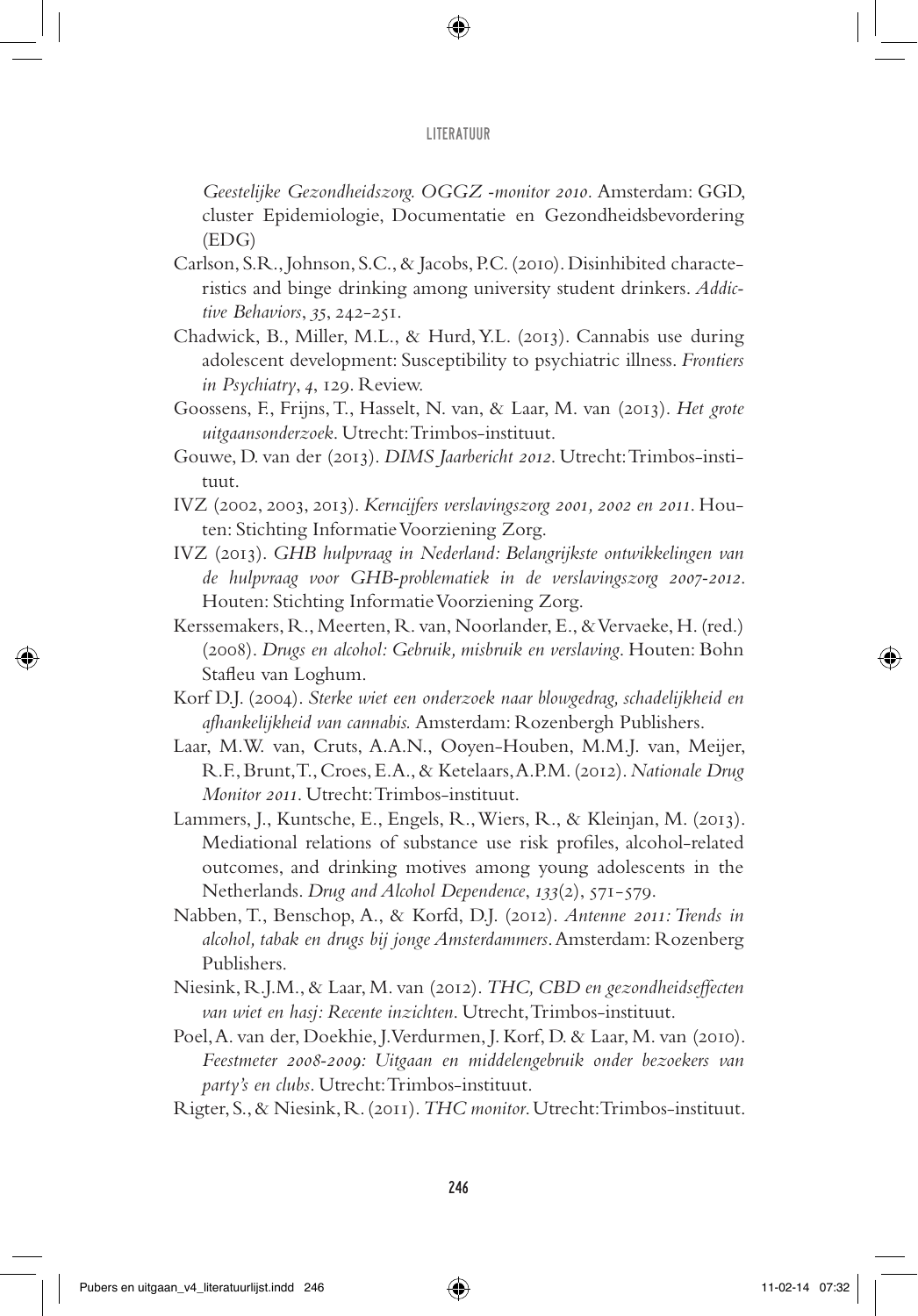*Geestelijke Gezondheidszorg. OGGZ -monitor 2010*. Amsterdam: GGD, cluster Epidemiologie, Documentatie en Gezondheidsbevordering (EDG)

Carlson, S.R., Johnson, S.C., & Jacobs, P.C. (2010). Disinhibited characteristics and binge drinking among university student drinkers. *Addictive Behaviors*, *35*, 242-251.

Chadwick, B., Miller, M.L., & Hurd, Y.L. (2013). Cannabis use during adolescent development: Susceptibility to psychiatric illness. *Frontiers in Psychiatry*, *4*, 129. Review.

Goossens, F., Frijns, T., Hasselt, N. van, & Laar, M. van (2013). *Het grote uitgaansonderzoek*. Utrecht: Trimbos-instituut.

Gouwe, D. van der (2013). *DIMS Jaarbericht 2012*. Utrecht: Trimbos-instituut.

IVZ (2002, 2003, 2013). *Kerncijfers verslavingszorg 2001, 2002 en 2011*. Houten: Stichting Informatie Voorziening Zorg.

IVZ (2013). *GHB hulpvraag in Nederland: Belangrijkste ontwikkelingen van de hulpvraag voor GHB-problematiek in de verslavingszorg 2007-2012*. Houten: Stichting Informatie Voorziening Zorg.

Kerssemakers, R., Meerten, R. van, Noorlander, E., & Vervaeke, H. (red.) (2008). *Drugs en alcohol: Gebruik, misbruik en verslaving*. Houten: Bohn Stafleu van Loghum.

Korf D.J. (2004). *Sterke wiet een onderzoek naar blowgedrag, schadelijkheid en afhankelijkheid van cannabis.* Amsterdam: Rozenbergh Publishers.

Laar, M.W. van, Cruts, A.A.N., Ooyen-Houben, M.M.J. van, Meijer, R.F., Brunt, T., Croes, E.A., & Ketelaars, A.P.M. (2012). *Nationale Drug Monitor 2011*. Utrecht: Trimbos-instituut.

Lammers, J., Kuntsche, E., Engels, R., Wiers, R., & Kleinjan, M. (2013). Mediational relations of substance use risk profiles, alcohol-related outcomes, and drinking motives among young adolescents in the Netherlands. *Drug and Alcohol Dependence*, *133*(2), 571-579.

Nabben, T., Benschop, A., & Korfd, D.J. (2012). *Antenne 2011: Trends in alcohol, tabak en drugs bij jonge Amsterdammers*. Amsterdam: Rozenberg Publishers.

Niesink, R.J.M., & Laar, M. van (2012). *THC, CBD en gezondheidseffecten van wiet en hasj: Recente inzichten*. Utrecht, Trimbos-instituut.

Poel, A. van der, Doekhie, J. Verdurmen, J. Korf, D. & Laar, M. van (2010). *Feestmeter 2008-2009: Uitgaan en middelengebruik onder bezoekers van party's en clubs*. Utrecht: Trimbos-instituut.

Rigter, S., & Niesink, R. (2011). *THC monitor*. Utrecht: Trimbos-instituut.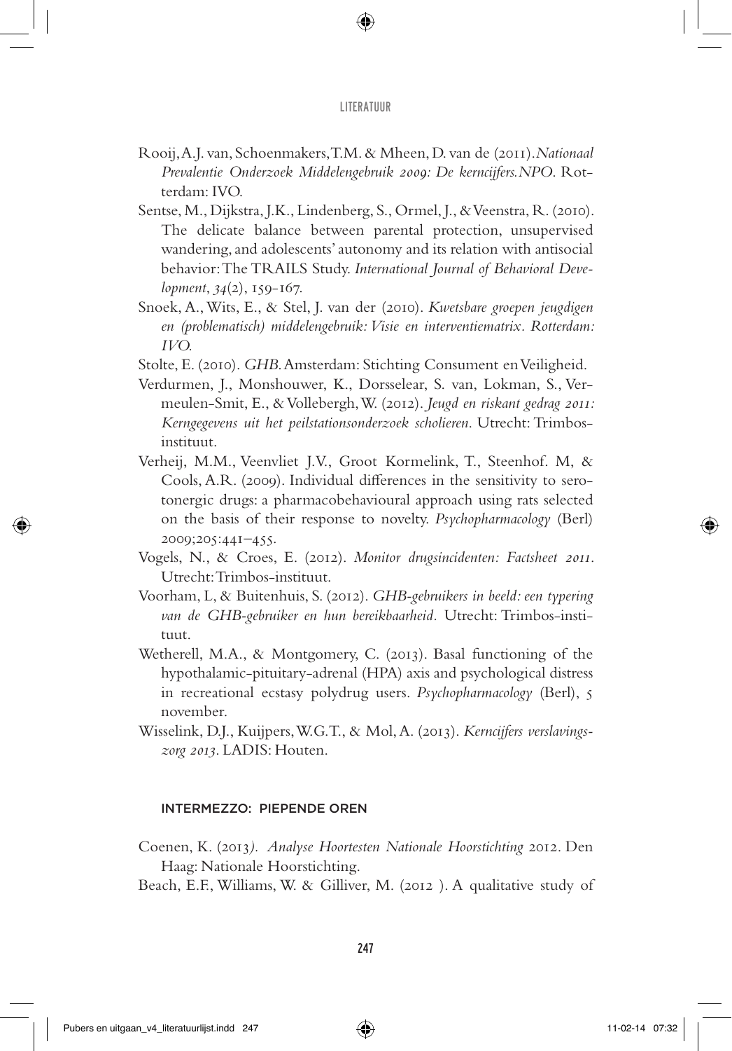Rooij, A.J. van, Schoenmakers, T.M. & Mheen, D. van de (2011). *Nationaal Prevalentie Onderzoek Middelengebruik 2009: De kerncijfers. NPO*. Rotterdam: IVO.

Sentse, M., Dijkstra, J.K., Lindenberg, S., Ormel, J., & Veenstra, R. (2010). The delicate balance between parental protection, unsupervised wandering, and adolescents' autonomy and its relation with antisocial behavior: The TRAILS Study. *International Journal of Behavioral Development*, *34*(2), 159-167.

Snoek, A., Wits, E., & Stel, J. van der (2010). *Kwetsbare groepen jeugdigen en (problematisch) middelengebruik: Visie en interventiematrix. Rotterdam: IVO.*

Stolte, E. (2010). *GHB.* Amsterdam: Stichting Consument en Veiligheid.

Verdurmen, J., Monshouwer, K., Dorsselear, S. van, Lokman, S., Vermeulen-Smit, E., & Vollebergh, W. (2012). *Jeugd en riskant gedrag 2011: Kerngegevens uit het peilstationsonderzoek scholieren*. Utrecht: Trimbos-instituut.

Verheij, M.M., Veenvliet J.V., Groot Kormelink, T., Steenhof. M, & Cools, A.R. (2009). Individual differences in the sensitivity to serotonergic drugs: a pharmacobehavioural approach using rats selected on the basis of their response to novelty. *Psychopharmacology* (Berl) 2009;205:441–455.

Vogels, N., & Croes, E. (2012). *Monitor drugsincidenten: Factsheet 2011*. Utrecht: Trimbos-instituut.

Voorham, L, & Buitenhuis, S. (2012). *GHB-gebruikers in beeld: een typering van de GHB-gebruiker en hun bereikbaarheid.* Utrecht: Trimbos-instituut.

Wetherell, M.A., & Montgomery, C. (2013). Basal functioning of the hypothalamic-pituitary-adrenal (HPA) axis and psychological distress in recreational ecstasy polydrug users. *Psychopharmacology* (Berl), 5 november.

Wisselink, D.J., Kuijpers, W.G.T., & Mol, A. (2013). *Kerncijfers verslavingszorg 2013*. LADIS: Houten.

### INTERMEZZO: PIEPENDE OREN

Coenen, K. (2013*). Analyse Hoortesten Nationale Hoorstichting* 2012. Den Haag: Nationale Hoorstichting.

Beach, E.F., Williams, W. & Gilliver, M. (2012 ). A qualitative study of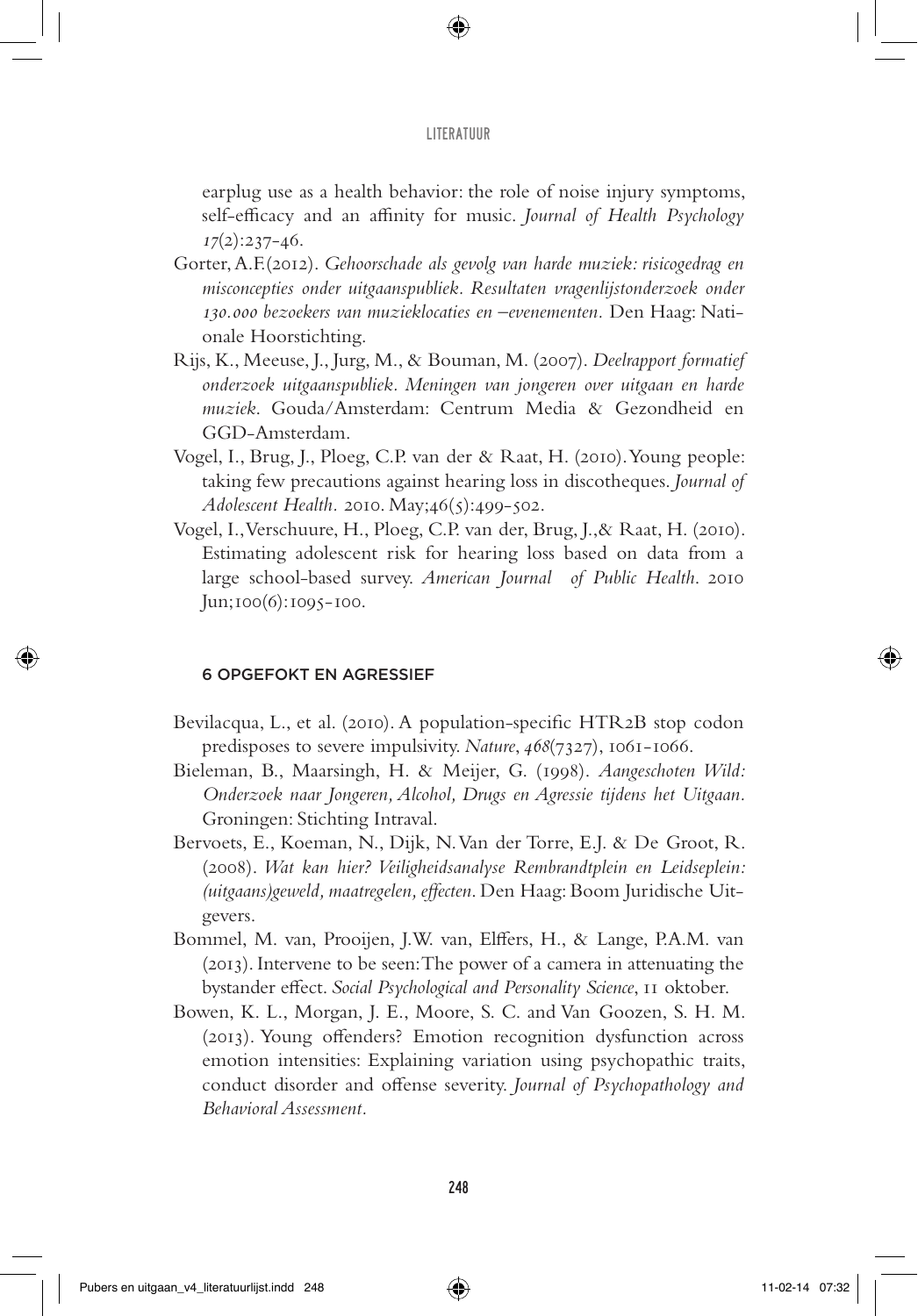earplug use as a health behavior: the role of noise injury symptoms, self-efficacy and an affinity for music. *Journal of Health Psychology 17*(2):237-46.

Gorter, A.F.(2012). *Gehoorschade als gevolg van harde muziek: risicogedrag en misconcepties onder uitgaanspubliek. Resultaten vragenlijstonderzoek onder 130.000 bezoekers van muzieklocaties en –evenementen.* Den Haag: Nationale Hoorstichting.

Rijs, K., Meeuse, J., Jurg, M., & Bouman, M. (2007). *Deelrapport formatief onderzoek uitgaanspubliek. Meningen van jongeren over uitgaan en harde muziek.* Gouda/Amsterdam: Centrum Media & Gezondheid en GGD-Amsterdam.

Vogel, I., Brug, J., Ploeg, C.P. van der & Raat, H. (2010). Young people: taking few precautions against hearing loss in discotheques. *Journal of Adolescent Health.* 2010. May;46(5):499-502.

Vogel, I., Verschuure, H., Ploeg, C.P. van der, Brug, J.,& Raat, H. (2010). Estimating adolescent risk for hearing loss based on data from a large school-based survey. *American Journal of Public Health.* 2010 Jun;100(6):1095-100.

## 6 OPGEFOKT EN AGRESSIEF

Bevilacqua, L., et al. (2010). A population-specific HTR2B stop codon predisposes to severe impulsivity. *Nature*, *468*(7327), 1061-1066.

Bieleman, B., Maarsingh, H. & Meijer, G. (1998). *Aangeschoten Wild: Onderzoek naar Jongeren, Alcohol, Drugs en Agressie tijdens het Uitgaan.* Groningen: Stichting Intraval.

Bervoets, E., Koeman, N., Dijk, N. Van der Torre, E.J. & De Groot, R. (2008). *Wat kan hier? Veiligheidsanalyse Rembrandtplein en Leidseplein: (uitgaans)geweld, maatregelen, effecten.* Den Haag: Boom Juridische Uitgevers.

Bommel, M. van, Prooijen, J.W. van, Elffers, H., & Lange, P.A.M. van (2013). Intervene to be seen: The power of a camera in attenuating the bystander effect. *Social Psychological and Personality Science*, 11 oktober.

Bowen, K. L., Morgan, J. E., Moore, S. C. and Van Goozen, S. H. M. (2013). Young offenders? Emotion recognition dysfunction across emotion intensities: Explaining variation using psychopathic traits, conduct disorder and offense severity. *Journal of Psychopathology and Behavioral Assessment.*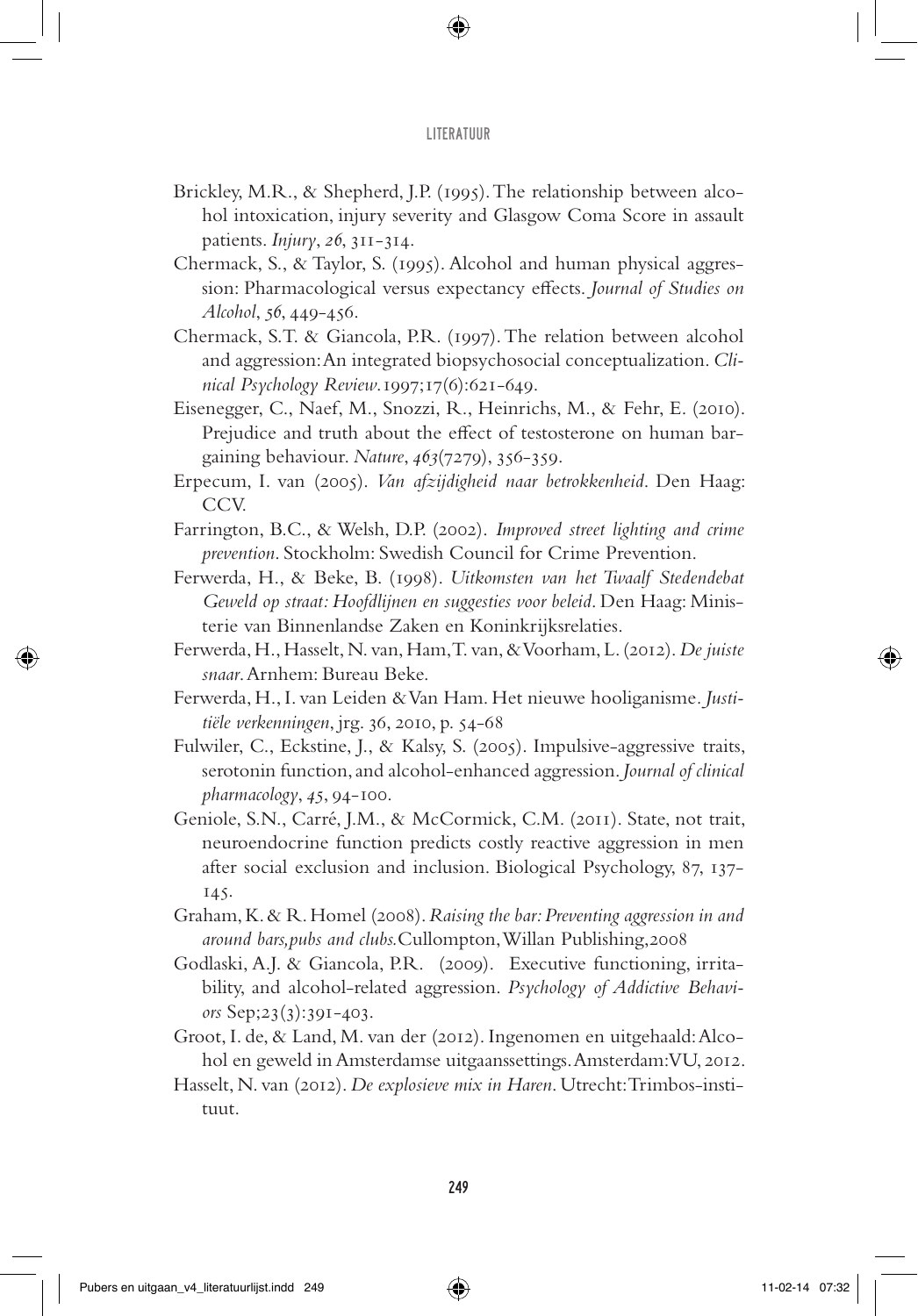Brickley, M.R., & Shepherd, J.P. (1995). The relationship between alcohol intoxication, injury severity and Glasgow Coma Score in assault patients. *Injury*, *26*, 311-314.

Chermack, S., & Taylor, S. (1995). Alcohol and human physical aggression: Pharmacological versus expectancy effects. *Journal of Studies on Alcohol*, *56*, 449-456.

Chermack, S.T. & Giancola, P.R. (1997). The relation between alcohol and aggression: An integrated biopsychosocial conceptualization. *Clinical Psychology Review*. 1997;17(6):621-649.

Eisenegger, C., Naef, M., Snozzi, R., Heinrichs, M., & Fehr, E. (2010). Prejudice and truth about the effect of testosterone on human bargaining behaviour. *Nature*, *463*(7279), 356-359.

Erpecum, I. van (2005). *Van afzijdigheid naar betrokkenheid*. Den Haag: CCV.

Farrington, B.C., & Welsh, D.P. (2002). *Improved street lighting and crime prevention*. Stockholm: Swedish Council for Crime Prevention.

Ferwerda, H., & Beke, B. (1998). *Uitkomsten van het Twaalf Stedendebat Geweld op straat: Hoofdlijnen en suggesties voor beleid*. Den Haag: Ministerie van Binnenlandse Zaken en Koninkrijksrelaties.

Ferwerda, H., Hasselt, N. van, Ham, T. van, & Voorham, L. (2012). *De juiste snaar*. Arnhem: Bureau Beke.

Ferwerda, H., I. van Leiden & Van Ham. Het nieuwe hooliganisme. *Justitiële verkenningen*, jrg. 36, 2010, p. 54-68

Fulwiler, C., Eckstine, J., & Kalsy, S. (2005). Impulsive-aggressive traits, serotonin function, and alcohol-enhanced aggression. *Journal of clinical pharmacology*, *45*, 94-100.

Geniole, S.N., Carré, J.M., & McCormick, C.M. (2011). State, not trait, neuroendocrine function predicts costly reactive aggression in men after social exclusion and inclusion. Biological Psychology, 87, 137-145.

Graham, K. & R. Homel (2008). *Raising the bar: Preventing aggression in and around bars,pubs and clubs.* Cullompton, Willan Publishing,2008

Godlaski, A.J. & Giancola, P.R. (2009). Executive functioning, irritability, and alcohol-related aggression. *Psychology of Addictive Behaviors* Sep;23(3):391-403.

Groot, I. de, & Land, M. van der (2012). Ingenomen en uitgehaald: Alcohol en geweld in Amsterdamse uitgaanssettings. Amsterdam: VU, 2012.

Hasselt, N. van (2012). *De explosieve mix in Haren*. Utrecht: Trimbos-instituut.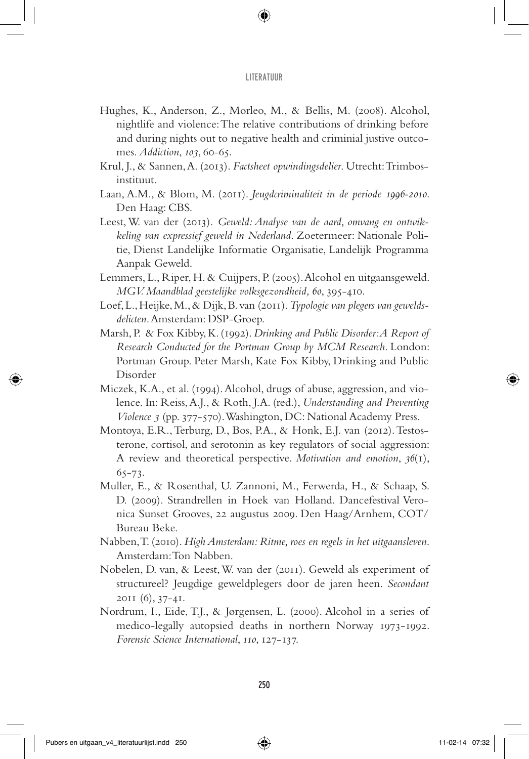Hughes, K., Anderson, Z., Morleo, M., & Bellis, M. (2008). Alcohol, nightlife and violence: The relative contributions of drinking before and during nights out to negative health and criminial justive outcomes. *Addiction*, *103*, 60-65.

Krul, J., & Sannen, A. (2013). *Factsheet opwindingsdelier*. Utrecht: Trimbos-instituut.

Laan, A.M., & Blom, M. (2011). *Jeugdcriminaliteit in de periode 1996-2010*. Den Haag: CBS.

Leest, W. van der (2013). *Geweld: Analyse van de aard, omvang en ontwikkeling van expressief geweld in Nederland*. Zoetermeer: Nationale Politie, Dienst Landelijke Informatie Organisatie, Landelijk Programma Aanpak Geweld.

Lemmers, L., Riper, H. & Cuijpers, P. (2005). Alcohol en uitgaansgeweld. *MGV. Maandblad geestelijke volksgezondheid, 60*, 395-410.

Loef, L., Heijke, M., & Dijk, B. van (2011). *Typologie van plegers van geweldsdelicten*. Amsterdam: DSP-Groep.

Marsh, P. & Fox Kibby, K. (1992). *Drinking and Public Disorder: A Report of Research Conducted for the Portman Group by MCM Research*. London: Portman Group. Peter Marsh, Kate Fox Kibby, Drinking and Public Disorder

Miczek, K.A., et al. (1994). Alcohol, drugs of abuse, aggression, and violence. In: Reiss, A.J., & Roth, J.A. (red.), *Understanding and Preventing Violence 3* (pp. 377-570). Washington, DC: National Academy Press.

Montoya, E.R., Terburg, D., Bos, P.A., & Honk, E.J. van (2012). Testosterone, cortisol, and serotonin as key regulators of social aggression: A review and theoretical perspective. *Motivation and emotion*, *36*(1), 65-73.

Muller, E., & Rosenthal, U. Zannoni, M., Ferwerda, H., & Schaap, S. D. (2009). Strandrellen in Hoek van Holland. Dancefestival Veronica Sunset Grooves, 22 augustus 2009. Den Haag/Arnhem, COT/ Bureau Beke.

Nabben, T. (2010). *High Amsterdam: Ritme, roes en regels in het uitgaansleven*. Amsterdam: Ton Nabben.

Nobelen, D. van, & Leest, W. van der (2011). Geweld als experiment of structureel? Jeugdige geweldplegers door de jaren heen. *Secondant* 2011 (6), 37-41.

Nordrum, I., Eide, T.J., & Jørgensen, L. (2000). Alcohol in a series of medico-legally autopsied deaths in northern Norway 1973-1992. *Forensic Science International*, *110*, 127-137.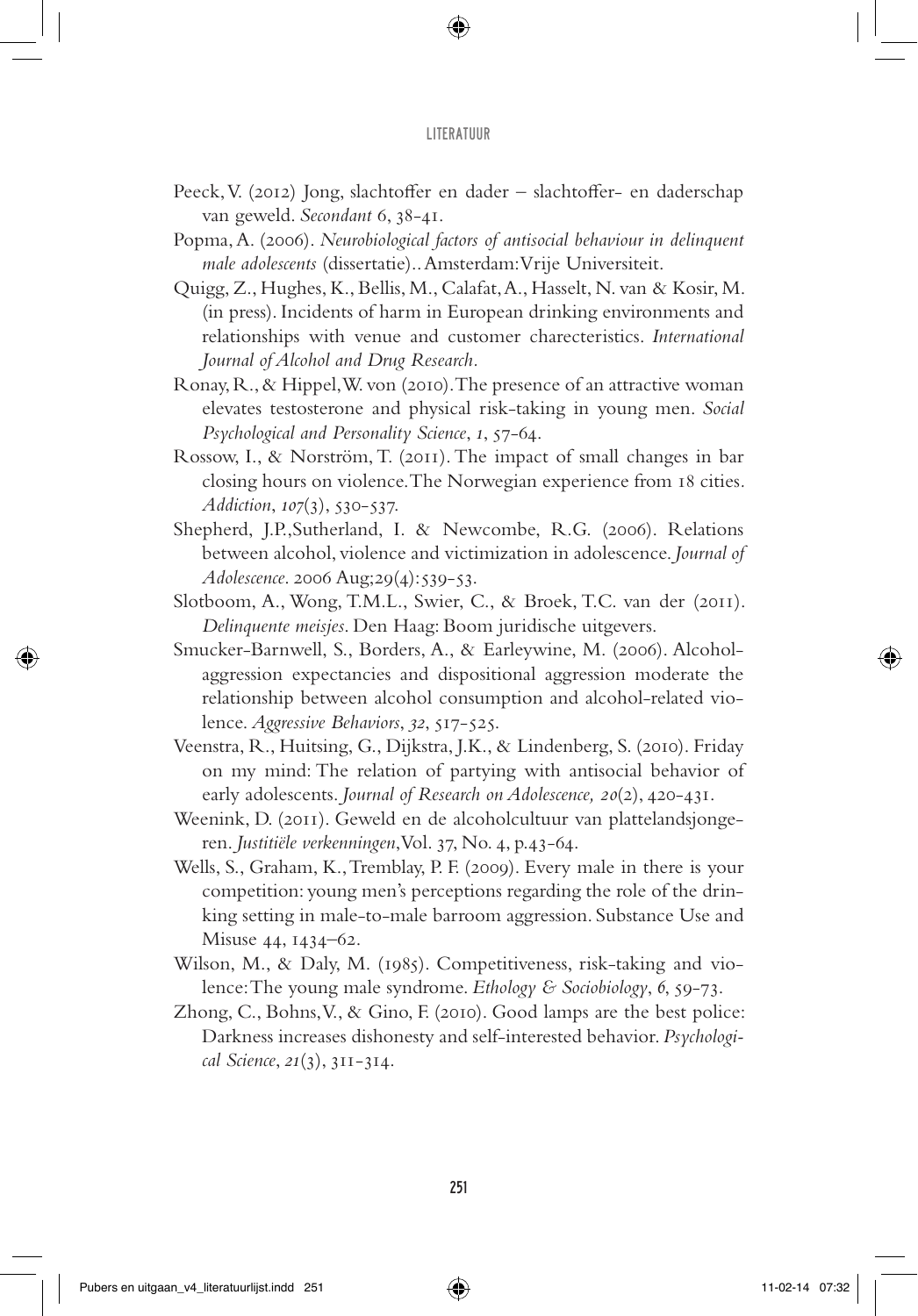Peeck, V. (2012) Jong, slachtoffer en dader – slachtoffer- en daderschap van geweld. *Secondant* 6, 38-41.

Popma, A. (2006). *Neurobiological factors of antisocial behaviour in delinquent male adolescents* (dissertatie).. Amsterdam: Vrije Universiteit.

Quigg, Z., Hughes, K., Bellis, M., Calafat, A., Hasselt, N. van & Kosir, M. (in press). Incidents of harm in European drinking environments and relationships with venue and customer charecteristics. *International Journal of Alcohol and Drug Research*.

Ronay, R., & Hippel, W. von (2010). The presence of an attractive woman elevates testosterone and physical risk-taking in young men. *Social Psychological and Personality Science*, *1*, 57-64.

Rossow, I., & Norström, T. (2011). The impact of small changes in bar closing hours on violence. The Norwegian experience from 18 cities. *Addiction*, *107*(3), 530-537.

Shepherd, J.P., Sutherland, I. & Newcombe, R.G. (2006). Relations between alcohol, violence and victimization in adolescence. *Journal of Adolescence*. 2006 Aug;29(4):539-53.

Slotboom, A., Wong, T.M.L., Swier, C., & Broek, T.C. van der (2011). *Delinquente meisjes*. Den Haag: Boom juridische uitgevers.

Smucker-Barnwell, S., Borders, A., & Earleywine, M. (2006). Alcohol-aggression expectancies and dispositional aggression moderate the relationship between alcohol consumption and alcohol-related violence. *Aggressive Behaviors*, *32*, 517-525.

Veenstra, R., Huitsing, G., Dijkstra, J.K., & Lindenberg, S. (2010). Friday on my mind: The relation of partying with antisocial behavior of early adolescents. *Journal of Research on Adolescence, 20*(2), 420-431.

Weenink, D. (2011). Geweld en de alcoholcultuur van plattelandsjongeren. *Justitiële verkenningen*, Vol. 37, No. 4, p.43-64.

Wells, S., Graham, K., Tremblay, P. F. (2009). Every male in there is your competition: young men's perceptions regarding the role of the drinking setting in male-to-male barroom aggression. Substance Use and Misuse 44, 1434–62.

Wilson, M., & Daly, M. (1985). Competitiveness, risk-taking and violence: The young male syndrome. *Ethology & Sociobiology*, *6*, 59-73.

Zhong, C., Bohns, V., & Gino, F. (2010). Good lamps are the best police: Darkness increases dishonesty and self-interested behavior. *Psychological Science*, *21*(3), 311-314.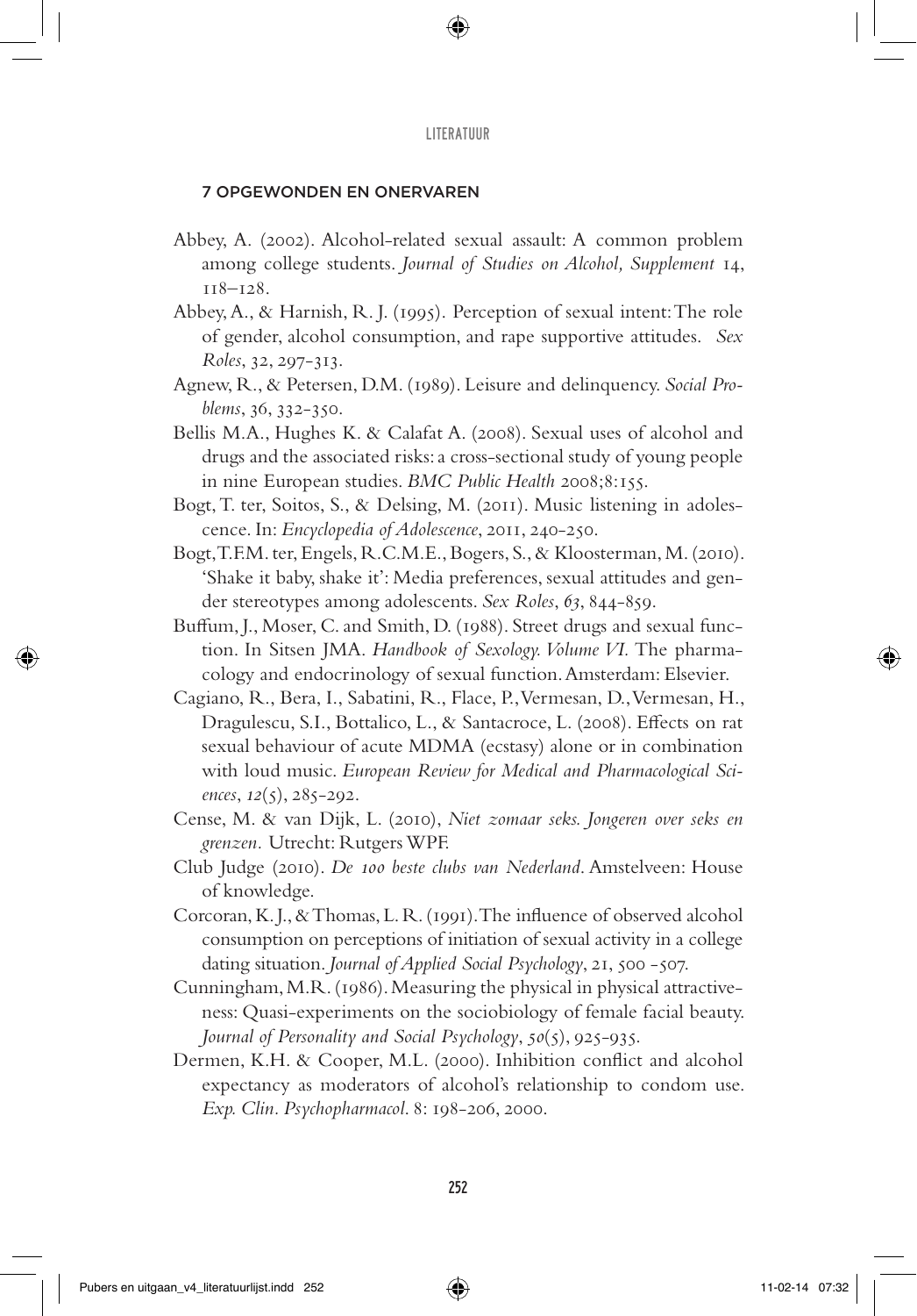## 7 OPGEWONDEN EN ONERVAREN

Abbey, A. (2002). Alcohol-related sexual assault: A common problem among college students. *Journal of Studies on Alcohol, Supplement* 14, 118–128.

Abbey, A., & Harnish, R. J. (1995). Perception of sexual intent: The role of gender, alcohol consumption, and rape supportive attitudes. *Sex Roles*, 32, 297-313.

Agnew, R., & Petersen, D.M. (1989). Leisure and delinquency. *Social Problems*, 36, 332-350.

Bellis M.A., Hughes K. & Calafat A. (2008). Sexual uses of alcohol and drugs and the associated risks: a cross-sectional study of young people in nine European studies. *BMC Public Health* 2008;8:155.

Bogt, T. ter, Soitos, S., & Delsing, M. (2011). Music listening in adolescence. In: *Encyclopedia of Adolescence*, 2011, 240-250.

Bogt, T.F.M. ter, Engels, R.C.M.E., Bogers, S., & Kloosterman, M. (2010). 'Shake it baby, shake it': Media preferences, sexual attitudes and gender stereotypes among adolescents. *Sex Roles*, *63*, 844-859.

Buffum, J., Moser, C. and Smith, D. (1988). Street drugs and sexual function. In Sitsen JMA. *Handbook of Sexology. Volume VI.* The pharmacology and endocrinology of sexual function. Amsterdam: Elsevier.

Cagiano, R., Bera, I., Sabatini, R., Flace, P., Vermesan, D., Vermesan, H., Dragulescu, S.I., Bottalico, L., & Santacroce, L. (2008). Effects on rat sexual behaviour of acute MDMA (ecstasy) alone or in combination with loud music. *European Review for Medical and Pharmacological Sciences*, *12*(5), 285-292.

Cense, M. & van Dijk, L. (2010), *Niet zomaar seks. Jongeren over seks en grenzen.* Utrecht: Rutgers WPF.

Club Judge (2010). *De 100 beste clubs van Nederland*. Amstelveen: House of knowledge.

Corcoran, K. J., & Thomas, L. R. (1991). The influence of observed alcohol consumption on perceptions of initiation of sexual activity in a college dating situation. *Journal of Applied Social Psychology*, 21, 500 -507.

Cunningham, M.R. (1986). Measuring the physical in physical attractiveness: Quasi-experiments on the sociobiology of female facial beauty. *Journal of Personality and Social Psychology*, *50*(5), 925-935.

Dermen, K.H. & Cooper, M.L. (2000). Inhibition conflict and alcohol expectancy as moderators of alcohol's relationship to condom use. *Exp. Clin. Psychopharmacol*. 8: 198-206, 2000.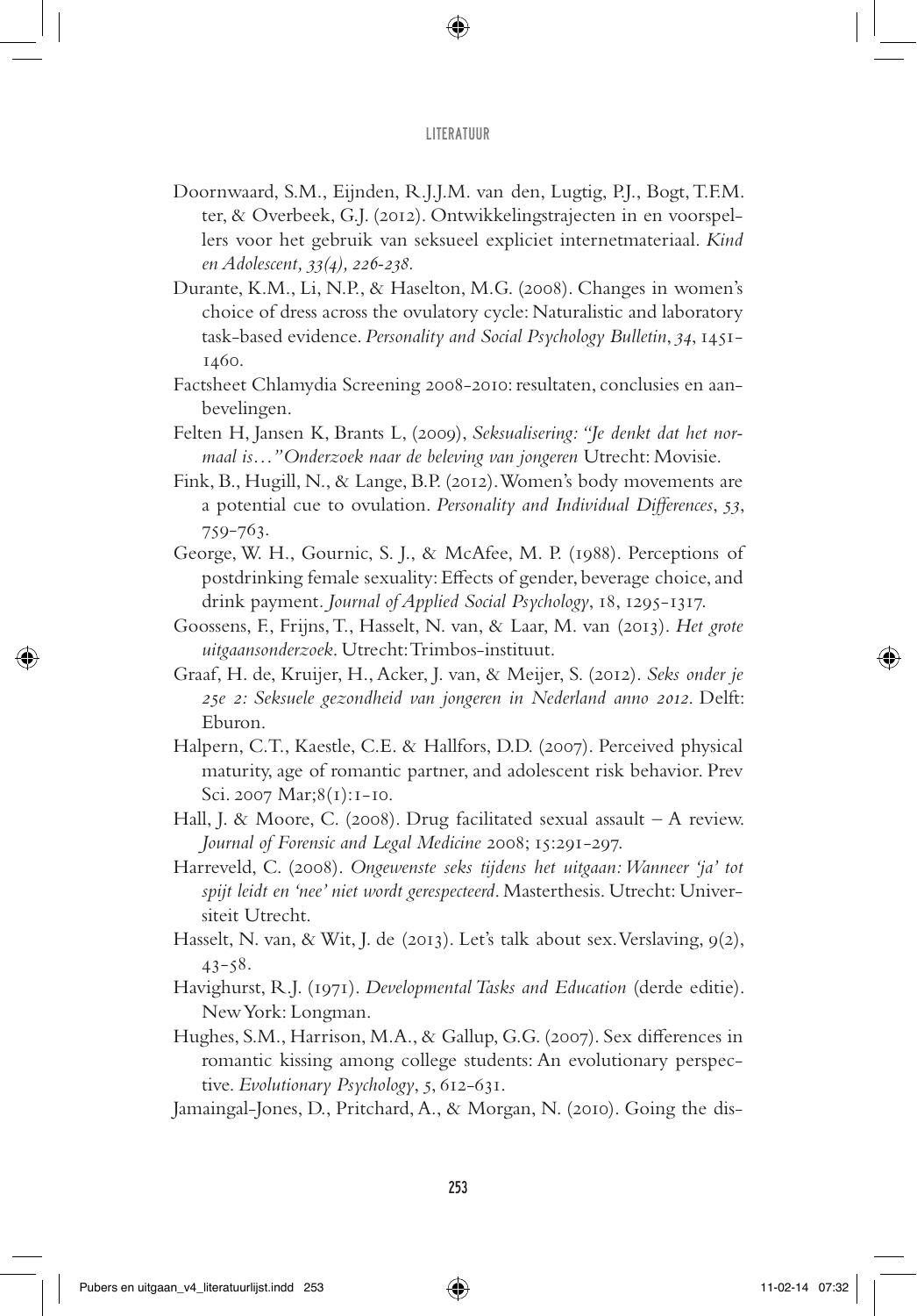Doornwaard, S.M., Eijnden, R.J.J.M. van den, Lugtig, P.J., Bogt, T.F.M. ter, & Overbeek, G.J. (2012). Ontwikkelingstrajecten in en voorspellers voor het gebruik van seksueel expliciet internetmateriaal. *Kind en Adolescent, 33(4), 226-238.*

Durante, K.M., Li, N.P., & Haselton, M.G. (2008). Changes in women's choice of dress across the ovulatory cycle: Naturalistic and laboratory task-based evidence. *Personality and Social Psychology Bulletin*, *34*, 1451-1460.

Factsheet Chlamydia Screening 2008-2010: resultaten, conclusies en aanbevelingen.

Felten H, Jansen K, Brants L, (2009), *Seksualisering: "Je denkt dat het normaal is…" Onderzoek naar de beleving van jongeren* Utrecht: Movisie.

Fink, B., Hugill, N., & Lange, B.P. (2012). Women's body movements are a potential cue to ovulation. *Personality and Individual Differences*, *53*, 759-763.

George, W. H., Gournic, S. J., & McAfee, M. P. (1988). Perceptions of postdrinking female sexuality: Effects of gender, beverage choice, and drink payment. *Journal of Applied Social Psychology*, 18, 1295-1317.

Goossens, F., Frijns, T., Hasselt, N. van, & Laar, M. van (2013). *Het grote uitgaansonderzoek*. Utrecht: Trimbos-instituut.

Graaf, H. de, Kruijer, H., Acker, J. van, & Meijer, S. (2012). *Seks onder je 25e 2: Seksuele gezondheid van jongeren in Nederland anno 2012*. Delft: Eburon.

Halpern, C.T., Kaestle, C.E. & Hallfors, D.D. (2007). Perceived physical maturity, age of romantic partner, and adolescent risk behavior. Prev Sci. 2007 Mar;8(1):1-10.

Hall, J. & Moore, C. (2008). Drug facilitated sexual assault – A review. *Journal of Forensic and Legal Medicine* 2008; 15:291-297.

Harreveld, C. (2008). *Ongewenste seks tijdens het uitgaan: Wanneer 'ja' tot spijt leidt en 'nee' niet wordt gerespecteerd*. Masterthesis. Utrecht: Universiteit Utrecht.

Hasselt, N. van, & Wit, J. de (2013). Let's talk about sex. Verslaving, 9(2), 43-58.

Havighurst, R.J. (1971). *Developmental Tasks and Education* (derde editie). New York: Longman.

Hughes, S.M., Harrison, M.A., & Gallup, G.G. (2007). Sex differences in romantic kissing among college students: An evolutionary perspective. *Evolutionary Psychology*, 5, 612-631.

Jamaingal-Jones, D., Pritchard, A., & Morgan, N. (2010). Going the dis-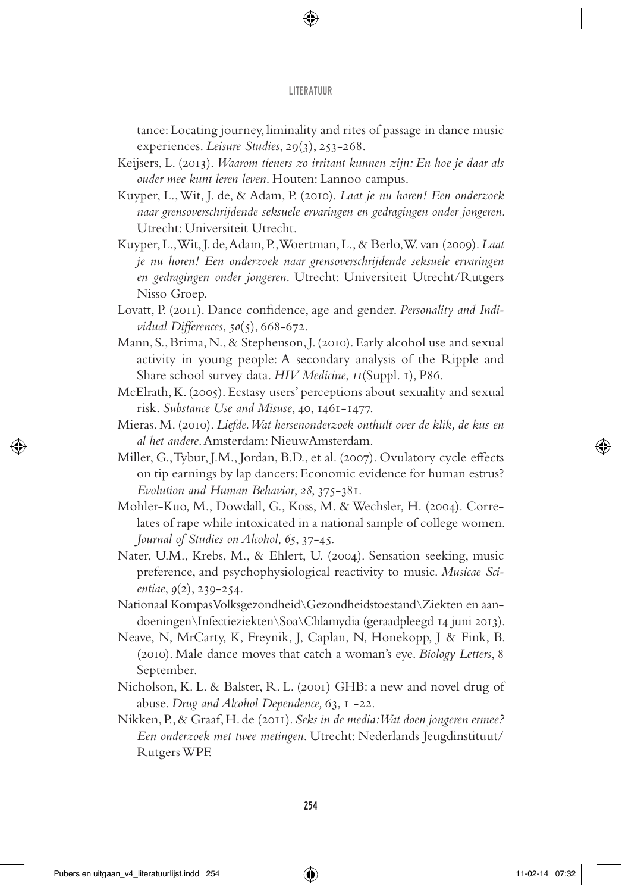tance: Locating journey, liminality and rites of passage in dance music experiences. *Leisure Studies*, 29(3), 253-268.

Keijsers, L. (2013). *Waarom tieners zo irritant kunnen zijn: En hoe je daar als ouder mee kunt leren leven*. Houten: Lannoo campus.

Kuyper, L., Wit, J. de, & Adam, P. (2010). *Laat je nu horen! Een onderzoek naar grensoverschrijdende seksuele ervaringen en gedragingen onder jongeren*. Utrecht: Universiteit Utrecht.

Kuyper, L., Wit, J. de, Adam, P., Woertman, L., & Berlo, W. van (2009). *Laat je nu horen! Een onderzoek naar grensoverschrijdende seksuele ervaringen en gedragingen onder jongeren*. Utrecht: Universiteit Utrecht/Rutgers Nisso Groep.

Lovatt, P. (2011). Dance confidence, age and gender. *Personality and Individual Differences*, *50*(5), 668-672.

Mann, S., Brima, N., & Stephenson, J. (2010). Early alcohol use and sexual activity in young people: A secondary analysis of the Ripple and Share school survey data. *HIV Medicine*, *11*(Suppl. 1), P86.

McElrath, K. (2005). Ecstasy users' perceptions about sexuality and sexual risk. *Substance Use and Misuse*, 40, 1461-1477.

Mieras. M. (2010). *Liefde. Wat hersenonderzoek onthult over de klik, de kus en al het andere*. Amsterdam: NieuwAmsterdam.

Miller, G., Tybur, J.M., Jordan, B.D., et al. (2007). Ovulatory cycle effects on tip earnings by lap dancers: Economic evidence for human estrus? *Evolution and Human Behavior*, *28*, 375-381.

Mohler-Kuo, M., Dowdall, G., Koss, M. & Wechsler, H. (2004). Correlates of rape while intoxicated in a national sample of college women. *Journal of Studies on Alcohol, 65*, 37-45.

Nater, U.M., Krebs, M., & Ehlert, U. (2004). Sensation seeking, music preference, and psychophysiological reactivity to music. *Musicae Scientiae*, *9*(2), 239-254.

Nationaal Kompas Volksgezondheid\Gezondheidstoestand\Ziekten en aandoeningen\Infectieziekten\Soa\Chlamydia (geraadpleegd 14 juni 2013).

Neave, N, MrCarty, K, Freynik, J, Caplan, N, Honekopp, J & Fink, B. (2010). Male dance moves that catch a woman's eye. *Biology Letters*, 8 September.

Nicholson, K. L. & Balster, R. L. (2001) GHB: a new and novel drug of abuse. *Drug and Alcohol Dependence,* 63, 1 -22.

Nikken, P., & Graaf, H. de (2011). *Seks in de media: Wat doen jongeren ermee? Een onderzoek met twee metingen*. Utrecht: Nederlands Jeugdinstituut/Rutgers WPF.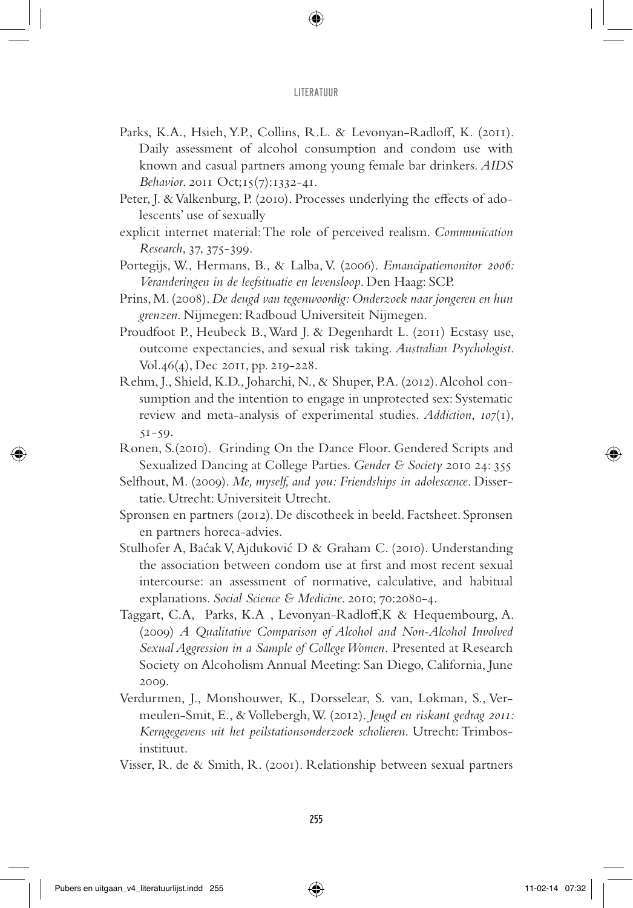Parks, K.A., Hsieh, Y.P., Collins, R.L. & Levonyan-Radloff, K. (2011). Daily assessment of alcohol consumption and condom use with known and casual partners among young female bar drinkers. *AIDS Behavior*. 2011 Oct;15(7):1332-41.

Peter, J. & Valkenburg, P. (2010). Processes underlying the effects of adolescents' use of sexually

explicit internet material: The role of perceived realism. *Communication Research*, 37, 375-399.

Portegijs, W., Hermans, B., & Lalba, V. (2006). *Emancipatiemonitor 2006: Veranderingen in de leefsituatie en levensloop*. Den Haag: SCP.

Prins, M. (2008). *De deugd van tegenwoordig: Onderzoek naar jongeren en hun grenzen*. Nijmegen: Radboud Universiteit Nijmegen.

Proudfoot P., Heubeck B., Ward J. & Degenhardt L. (2011) Ecstasy use, outcome expectancies, and sexual risk taking. *Australian Psychologist*. Vol.46(4), Dec 2011, pp. 219-228.

Rehm, J., Shield, K.D., Joharchi, N., & Shuper, P.A. (2012). Alcohol consumption and the intention to engage in unprotected sex: Systematic review and meta-analysis of experimental studies. *Addiction*, *107*(1), 51-59.

Ronen, S.(2010). Grinding On the Dance Floor. Gendered Scripts and Sexualized Dancing at College Parties. *Gender & Society* 2010 24: 355

Selfhout, M. (2009). *Me, myself, and you: Friendships in adolescence*. Dissertatie. Utrecht: Universiteit Utrecht.

Spronsen en partners (2012). De discotheek in beeld. Factsheet. Spronsen en partners horeca-advies.

Stulhofer A, Baćak V, Ajduković D & Graham C. (2010). Understanding the association between condom use at first and most recent sexual intercourse: an assessment of normative, calculative, and habitual explanations. *Social Science & Medicine*. 2010; 70:2080-4.

Taggart, C.A, Parks, K.A , Levonyan-Radloff,K & Hequembourg, A. (2009) *A Qualitative Comparison of Alcohol and Non-Alcohol Involved Sexual Aggression in a Sample of College Women.* Presented at Research Society on Alcoholism Annual Meeting: San Diego, California, June 2009.

Verdurmen, J., Monshouwer, K., Dorsselear, S. van, Lokman, S., Vermeulen-Smit, E., & Vollebergh, W. (2012). *Jeugd en riskant gedrag 2011: Kerngegevens uit het peilstationsonderzoek scholieren*. Utrecht: Trimbos-instituut.

Visser, R. de & Smith, R. (2001). Relationship between sexual partners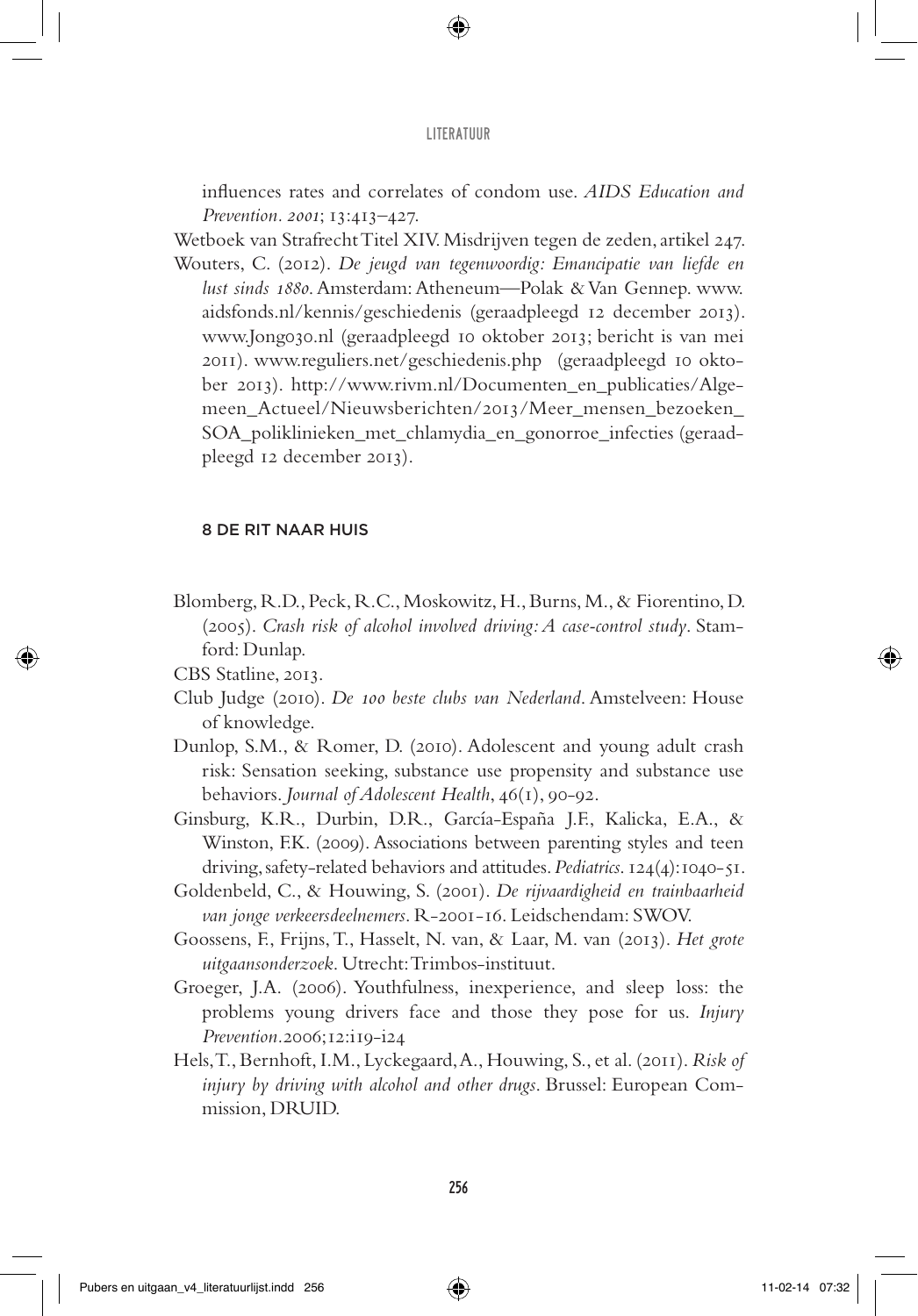influences rates and correlates of condom use. *AIDS Education and Prevention. 2001*; 13:413–427.

Wetboek van Strafrecht Titel XIV. Misdrijven tegen de zeden, artikel 247.

Wouters, C. (2012). *De jeugd van tegenwoordig: Emancipatie van liefde en lust sinds 1880*. Amsterdam: Atheneum—Polak & Van Gennep. www.aidsfonds.nl/kennis/geschiedenis (geraadpleegd 12 december 2013). www.Jong030.nl (geraadpleegd 10 oktober 2013; bericht is van mei 2011). www.reguliers.net/geschiedenis.php (geraadpleegd 10 oktober 2013). http://www.rivm.nl/Documenten_en_publicaties/Algemeen_Actueel/Nieuwsberichten/2013/Meer_mensen_bezoeken_SOA_poliklinieken_met_chlamydia_en_gonorroe_infecties (geraadpleegd 12 december 2013).

## 8 DE RIT NAAR HUIS

Blomberg, R.D., Peck, R.C., Moskowitz, H., Burns, M., & Fiorentino, D. (2005). *Crash risk of alcohol involved driving: A case-control study*. Stamford: Dunlap.

CBS Statline, 2013.

Club Judge (2010). *De 100 beste clubs van Nederland*. Amstelveen: House of knowledge.

Dunlop, S.M., & Romer, D. (2010). Adolescent and young adult crash risk: Sensation seeking, substance use propensity and substance use behaviors. *Journal of Adolescent Health*, 46(1), 90-92.

Ginsburg, K.R., Durbin, D.R., García-España J.F., Kalicka, E.A., & Winston, F.K. (2009). Associations between parenting styles and teen driving, safety-related behaviors and attitudes. *Pediatrics*. 124(4):1040-51.

Goldenbeld, C., & Houwing, S. (2001). *De rijvaardigheid en trainbaarheid van jonge verkeersdeelnemers*. R-2001-16. Leidschendam: SWOV.

Goossens, F., Frijns, T., Hasselt, N. van, & Laar, M. van (2013). *Het grote uitgaansonderzoek*. Utrecht: Trimbos-instituut.

Groeger, J.A. (2006). Youthfulness, inexperience, and sleep loss: the problems young drivers face and those they pose for us. *Injury Prevention*.2006;12:i19-i24

Hels, T., Bernhoft, I.M., Lyckegaard, A., Houwing, S., et al. (2011). *Risk of injury by driving with alcohol and other drugs*. Brussel: European Commission, DRUID.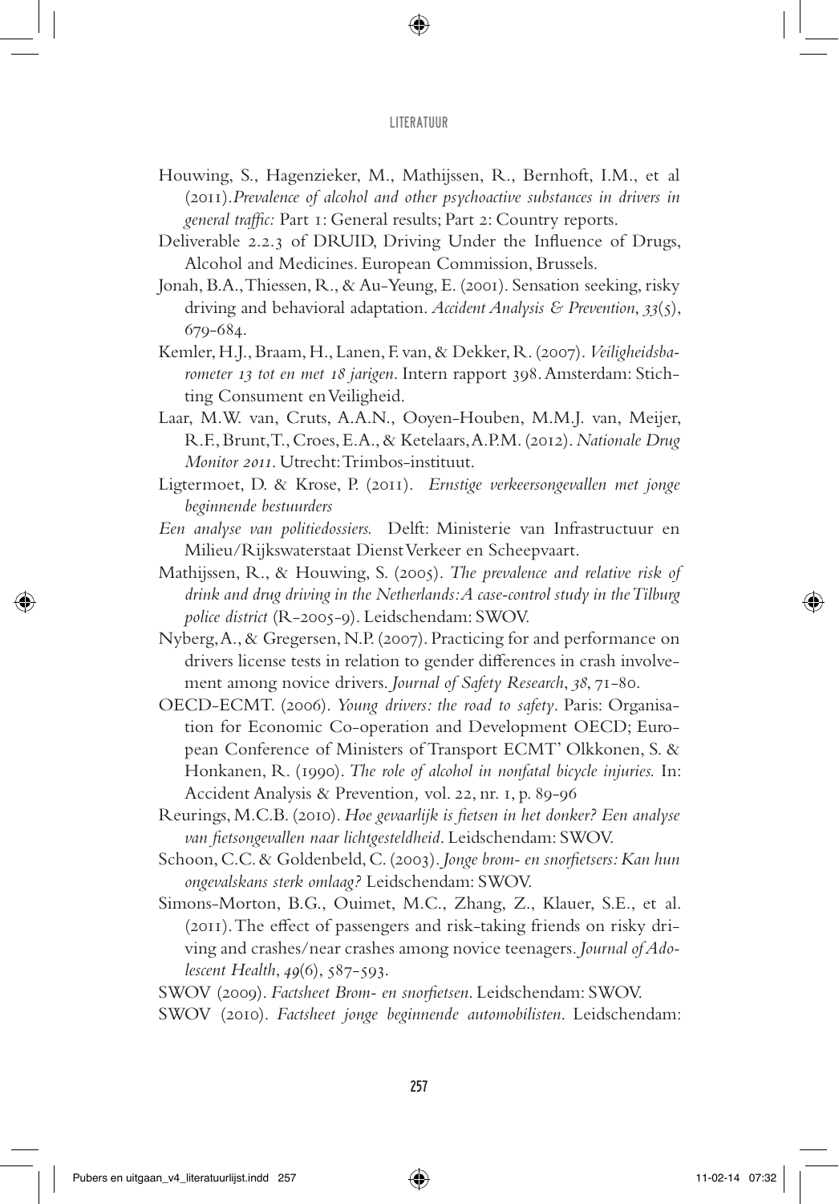Houwing, S., Hagenzieker, M., Mathijssen, R., Bernhoft, I.M., et al (2011). *Prevalence of alcohol and other psychoactive substances in drivers in general traffic:* Part 1: General results; Part 2: Country reports.

Deliverable 2.2.3 of DRUID, Driving Under the Influence of Drugs, Alcohol and Medicines. European Commission, Brussels.

Jonah, B.A., Thiessen, R., & Au-Yeung, E. (2001). Sensation seeking, risky driving and behavioral adaptation. *Accident Analysis & Prevention*, *33*(5), 679-684.

Kemler, H.J., Braam, H., Lanen, F. van, & Dekker, R. (2007). *Veiligheidsbarometer 13 tot en met 18 jarigen*. Intern rapport 398. Amsterdam: Stichting Consument en Veiligheid.

Laar, M.W. van, Cruts, A.A.N., Ooyen-Houben, M.M.J. van, Meijer, R.F., Brunt, T., Croes, E.A., & Ketelaars, A.P.M. (2012). *Nationale Drug Monitor 2011*. Utrecht: Trimbos-instituut.

Ligtermoet, D. & Krose, P. (2011). *Ernstige verkeersongevallen met jonge beginnende bestuurders*

*Een analyse van politiedossiers.* Delft: Ministerie van Infrastructuur en Milieu/Rijkswaterstaat Dienst Verkeer en Scheepvaart.

Mathijssen, R., & Houwing, S. (2005). *The prevalence and relative risk of drink and drug driving in the Netherlands: A case-control study in the Tilburg police district* (R-2005-9). Leidschendam: SWOV.

Nyberg, A., & Gregersen, N.P. (2007). Practicing for and performance on drivers license tests in relation to gender differences in crash involvement among novice drivers. *Journal of Safety Research*, *38*, 71-80.

OECD-ECMT. (2006). *Young drivers: the road to safety*. Paris: Organisation for Economic Co-operation and Development OECD; European Conference of Ministers of Transport ECMT' Olkkonen, S. & Honkanen, R. (1990). *The role of alcohol in nonfatal bicycle injuries.* In: Accident Analysis & Prevention*,* vol. 22, nr. 1, p. 89-96

Reurings, M.C.B. (2010). *Hoe gevaarlijk is fietsen in het donker? Een analyse van fietsongevallen naar lichtgesteldheid*. Leidschendam: SWOV.

Schoon, C.C. & Goldenbeld, C. (2003). *Jonge brom- en snorfietsers: Kan hun ongevalskans sterk omlaag?* Leidschendam: SWOV.

Simons-Morton, B.G., Ouimet, M.C., Zhang, Z., Klauer, S.E., et al. (2011). The effect of passengers and risk-taking friends on risky driving and crashes/near crashes among novice teenagers. *Journal of Adolescent Health*, *49*(6), 587-593.

SWOV (2009). *Factsheet Brom- en snorfietsen*. Leidschendam: SWOV.

SWOV (2010). *Factsheet jonge beginnende automobilisten*. Leidschendam: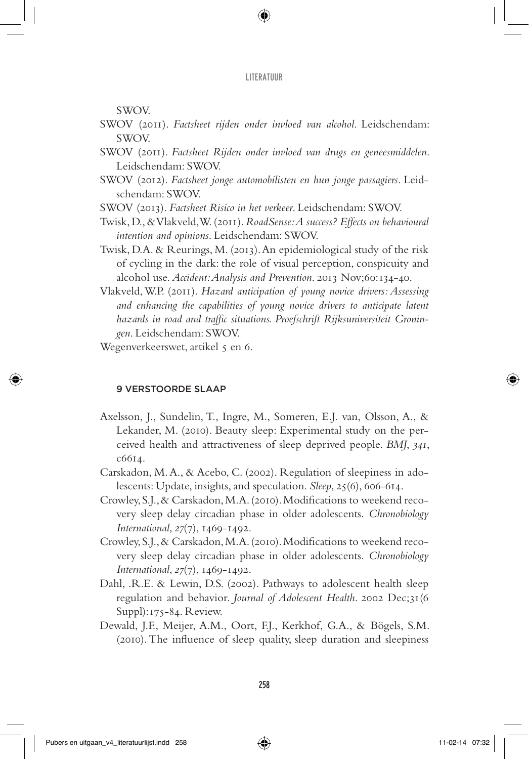SWOV.

SWOV (2011). *Factsheet rijden onder invloed van alcohol*. Leidschendam: SWOV.

SWOV (2011). *Factsheet Rijden onder invloed van drugs en geneesmiddelen*. Leidschendam: SWOV.

SWOV (2012). *Factsheet jonge automobilisten en hun jonge passagiers*. Leidschendam: SWOV.

SWOV (2013). *Factsheet Risico in het verkeer*. Leidschendam: SWOV.

Twisk, D., & Vlakveld, W. (2011). *RoadSense: A success? Effects on behavioural intention and opinions*. Leidschendam: SWOV.

Twisk, D.A. & Reurings, M. (2013). An epidemiological study of the risk of cycling in the dark: the role of visual perception, conspicuity and alcohol use. *Accident: Analysis and Prevention*. 2013 Nov;60:134-40.

Vlakveld, W.P. (2011). *Hazard anticipation of young novice drivers: Assessing and enhancing the capabilities of young novice drivers to anticipate latent hazards in road and traffic situations. Proefschrift Rijksuniversiteit Groningen*. Leidschendam: SWOV.

Wegenverkeerswet, artikel 5 en 6.

## 9 VERSTOORDE SLAAP

Axelsson, J., Sundelin, T., Ingre, M., Someren, E.J. van, Olsson, A., & Lekander, M. (2010). Beauty sleep: Experimental study on the perceived health and attractiveness of sleep deprived people. *BMJ*, *341*, c6614.

Carskadon, M. A., & Acebo, C. (2002). Regulation of sleepiness in adolescents: Update, insights, and speculation. *Sleep*, 25(6), 606-614.

Crowley, S.J., & Carskadon, M.A. (2010). Modifications to weekend recovery sleep delay circadian phase in older adolescents. *Chronobiology International*, *27*(7), 1469-1492.

Crowley, S.J., & Carskadon, M.A. (2010). Modifications to weekend recovery sleep delay circadian phase in older adolescents. *Chronobiology International*, *27*(7), 1469-1492.

Dahl, .R.E. & Lewin, D.S. (2002). Pathways to adolescent health sleep regulation and behavior. *Journal of Adolescent Health*. 2002 Dec;31(6 Suppl):175-84. Review.

Dewald, J.F., Meijer, A.M., Oort, F.J., Kerkhof, G.A., & Bögels, S.M. (2010). The influence of sleep quality, sleep duration and sleepiness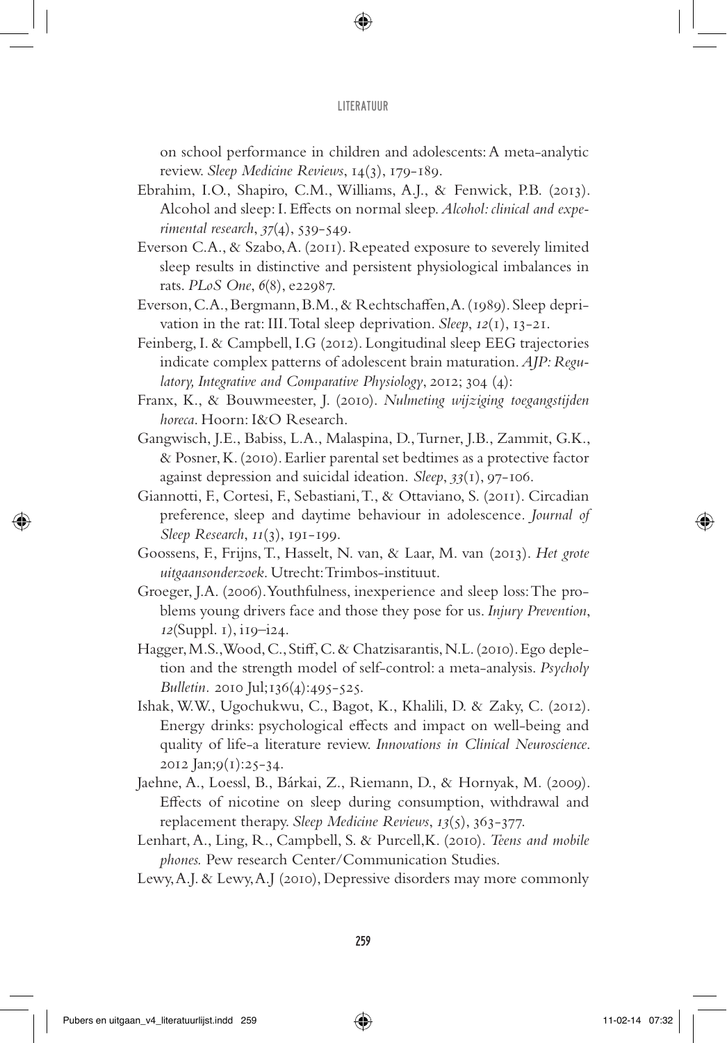on school performance in children and adolescents: A meta-analytic review. *Sleep Medicine Reviews*, 14(3), 179-189.

Ebrahim, I.O., Shapiro, C.M., Williams, A.J., & Fenwick, P.B. (2013). Alcohol and sleep: I. Effects on normal sleep. *Alcohol: clinical and experimental research*, *37*(4), 539-549.

Everson C.A., & Szabo, A. (2011). Repeated exposure to severely limited sleep results in distinctive and persistent physiological imbalances in rats. *PLoS One*, *6*(8), e22987.

Everson, C.A., Bergmann, B.M., & Rechtschaffen, A. (1989). Sleep deprivation in the rat: III. Total sleep deprivation. *Sleep*, *12*(1), 13-21.

Feinberg, I. & Campbell, I.G (2012). Longitudinal sleep EEG trajectories indicate complex patterns of adolescent brain maturation. *AJP: Regulatory, Integrative and Comparative Physiology*, 2012; 304 (4):

Franx, K., & Bouwmeester, J. (2010). *Nulmeting wijziging toegangstijden horeca*. Hoorn: I&O Research.

Gangwisch, J.E., Babiss, L.A., Malaspina, D., Turner, J.B., Zammit, G.K., & Posner, K. (2010). Earlier parental set bedtimes as a protective factor against depression and suicidal ideation. *Sleep*, *33*(1), 97-106.

Giannotti, F., Cortesi, F., Sebastiani, T., & Ottaviano, S. (2011). Circadian preference, sleep and daytime behaviour in adolescence. *Journal of Sleep Research*, *11*(3), 191-199.

Goossens, F., Frijns, T., Hasselt, N. van, & Laar, M. van (2013). *Het grote uitgaansonderzoek*. Utrecht: Trimbos-instituut.

Groeger, J.A. (2006). Youthfulness, inexperience and sleep loss: The problems young drivers face and those they pose for us. *Injury Prevention*, *12*(Suppl. 1), i19–i24.

Hagger, M.S., Wood, C., Stiff, C. & Chatzisarantis, N.L. (2010). Ego depletion and the strength model of self-control: a meta-analysis. *Psycholy Bulletin*. 2010 Jul;136(4):495-525.

Ishak, W.W., Ugochukwu, C., Bagot, K., Khalili, D. & Zaky, C. (2012). Energy drinks: psychological effects and impact on well-being and quality of life-a literature review. *Innovations in Clinical Neuroscience*. 2012 Jan;9(1):25-34.

Jaehne, A., Loessl, B., Bárkai, Z., Riemann, D., & Hornyak, M. (2009). Effects of nicotine on sleep during consumption, withdrawal and replacement therapy. *Sleep Medicine Reviews*, *13*(5), 363-377.

Lenhart, A., Ling, R., Campbell, S. & Purcell, K. (2010). *Teens and mobile phones.* Pew research Center/Communication Studies.

Lewy, A.J. & Lewy, A.J (2010), Depressive disorders may more commonly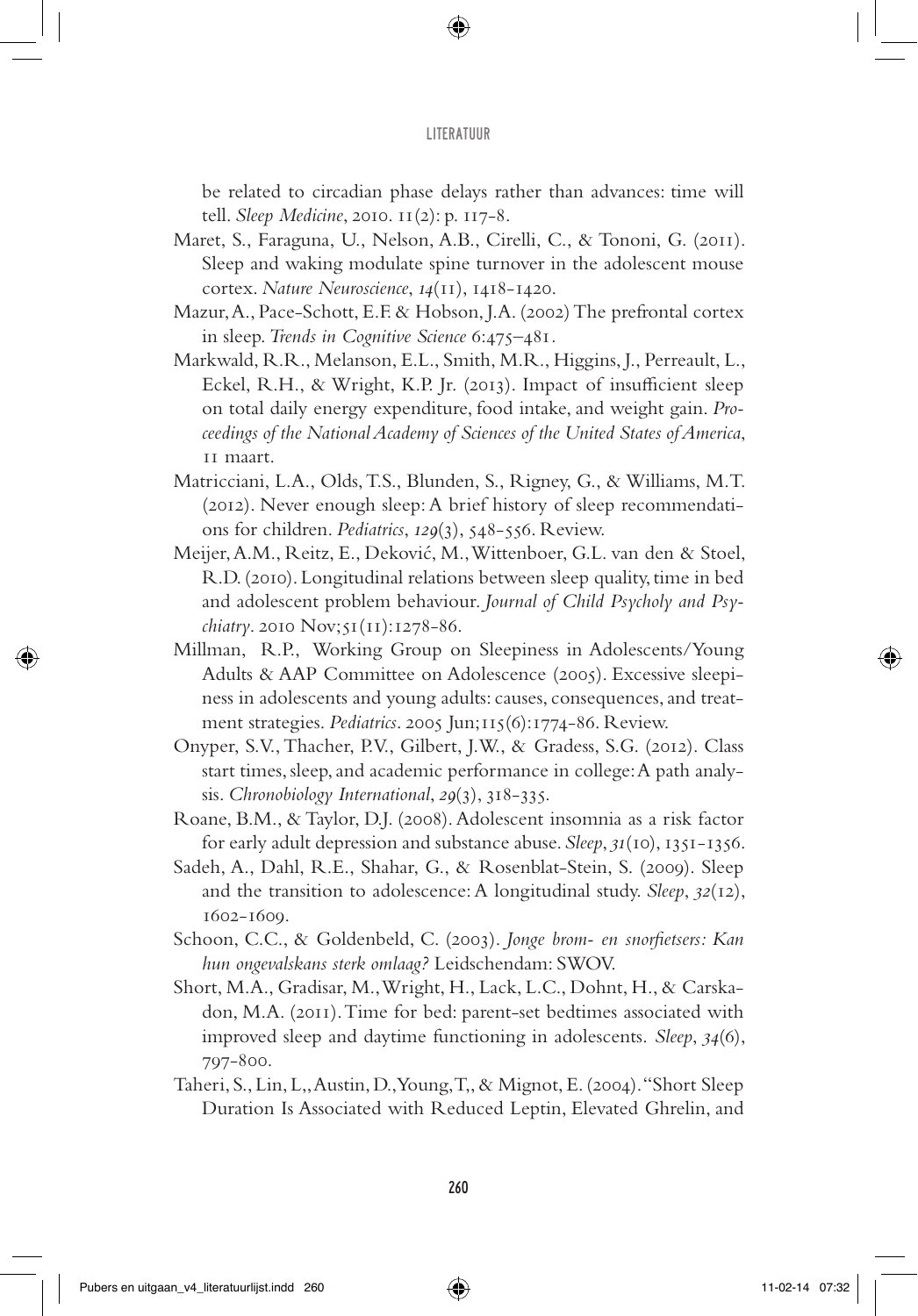be related to circadian phase delays rather than advances: time will tell. *Sleep Medicine*, 2010. 11(2): p. 117-8.

Maret, S., Faraguna, U., Nelson, A.B., Cirelli, C., & Tononi, G. (2011). Sleep and waking modulate spine turnover in the adolescent mouse cortex. *Nature Neuroscience*, *14*(11), 1418-1420.

Mazur, A., Pace-Schott, E.F. & Hobson, J.A. (2002) The prefrontal cortex in sleep. *Trends in Cognitive Science* 6:475–481.

Markwald, R.R., Melanson, E.L., Smith, M.R., Higgins, J., Perreault, L., Eckel, R.H., & Wright, K.P. Jr. (2013). Impact of insufficient sleep on total daily energy expenditure, food intake, and weight gain. *Proceedings of the National Academy of Sciences of the United States of America*, 11 maart.

Matricciani, L.A., Olds, T.S., Blunden, S., Rigney, G., & Williams, M.T. (2012). Never enough sleep: A brief history of sleep recommendations for children. *Pediatrics*, *129*(3), 548-556. Review.

Meijer, A.M., Reitz, E., Deković, M., Wittenboer, G.L. van den & Stoel, R.D. (2010). Longitudinal relations between sleep quality, time in bed and adolescent problem behaviour. *Journal of Child Psycholy and Psychiatry*. 2010 Nov;51(11):1278-86.

Millman, R.P., Working Group on Sleepiness in Adolescents/Young Adults & AAP Committee on Adolescence (2005). Excessive sleepiness in adolescents and young adults: causes, consequences, and treatment strategies. *Pediatrics*. 2005 Jun;115(6):1774-86. Review.

Onyper, S.V., Thacher, P.V., Gilbert, J.W., & Gradess, S.G. (2012). Class start times, sleep, and academic performance in college: A path analysis. *Chronobiology International*, *29*(3), 318-335.

Roane, B.M., & Taylor, D.J. (2008). Adolescent insomnia as a risk factor for early adult depression and substance abuse. *Sleep*, *31*(10), 1351-1356.

Sadeh, A., Dahl, R.E., Shahar, G., & Rosenblat-Stein, S. (2009). Sleep and the transition to adolescence: A longitudinal study. *Sleep*, *32*(12), 1602-1609.

Schoon, C.C., & Goldenbeld, C. (2003). *Jonge brom- en snorfietsers: Kan hun ongevalskans sterk omlaag?* Leidschendam: SWOV.

Short, M.A., Gradisar, M., Wright, H., Lack, L.C., Dohnt, H., & Carskadon, M.A. (2011). Time for bed: parent-set bedtimes associated with improved sleep and daytime functioning in adolescents. *Sleep*, *34*(6), 797-800.

Taheri, S., Lin, L,, Austin, D., Young, T,, & Mignot, E. (2004). "Short Sleep Duration Is Associated with Reduced Leptin, Elevated Ghrelin, and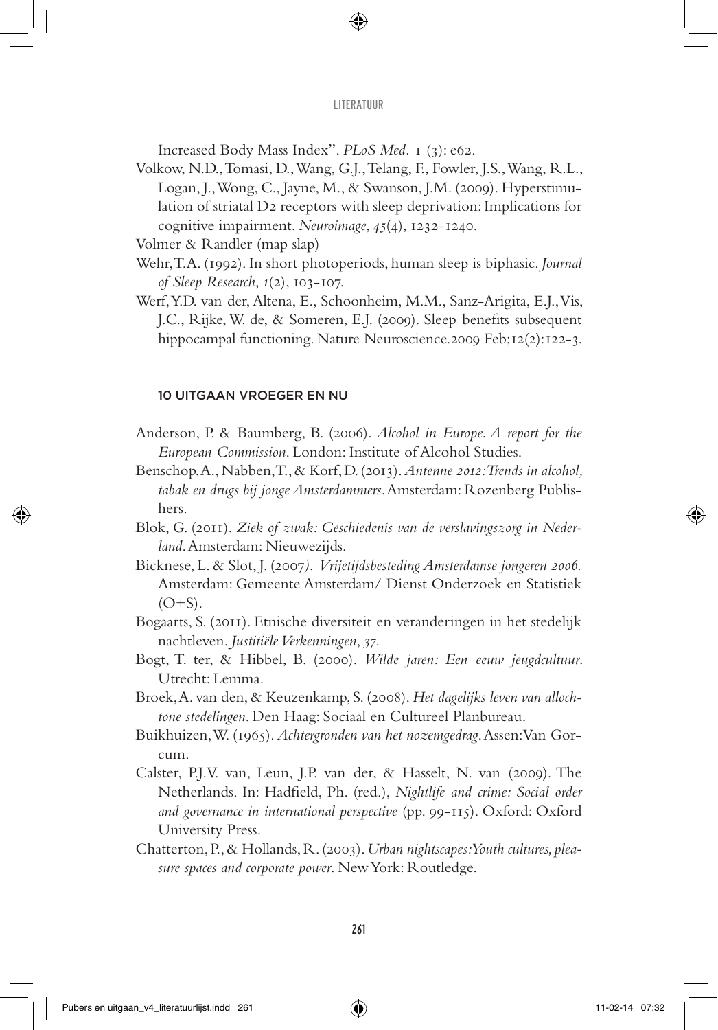Increased Body Mass Index". *PLoS Med.* 1 (3): e62.

Volkow, N.D., Tomasi, D., Wang, G.J., Telang, F., Fowler, J.S., Wang, R.L., Logan, J., Wong, C., Jayne, M., & Swanson, J.M. (2009). Hyperstimulation of striatal D2 receptors with sleep deprivation: Implications for cognitive impairment. *Neuroimage*, *45*(4), 1232-1240.

Volmer & Randler (map slap)

Wehr, T.A. (1992). In short photoperiods, human sleep is biphasic. *Journal of Sleep Research*, *1*(2), 103-107.

Werf, Y.D. van der, Altena, E., Schoonheim, M.M., Sanz-Arigita, E.J., Vis, J.C., Rijke, W. de, & Someren, E.J. (2009). Sleep benefits subsequent hippocampal functioning. Nature Neuroscience.2009 Feb;12(2):122-3.

## 10 UITGAAN VROEGER EN NU

Anderson, P. & Baumberg, B. (2006). *Alcohol in Europe. A report for the European Commission*. London: Institute of Alcohol Studies.

Benschop, A., Nabben, T., & Korf, D. (2013). *Antenne 2012: Trends in alcohol, tabak en drugs bij jonge Amsterdammers*. Amsterdam: Rozenberg Publishers.

Blok, G. (2011). *Ziek of zwak: Geschiedenis van de verslavingszorg in Nederland*. Amsterdam: Nieuwezijds.

Bicknese, L. & Slot, J. (2007). *Vrijetijdsbesteding Amsterdamse jongeren 2006.* Amsterdam: Gemeente Amsterdam/ Dienst Onderzoek en Statistiek (O+S).

Bogaarts, S. (2011). Etnische diversiteit en veranderingen in het stedelijk nachtleven. *Justitiële Verkenningen*, *37*.

Bogt, T. ter, & Hibbel, B. (2000). *Wilde jaren: Een eeuw jeugdcultuur*. Utrecht: Lemma.

Broek, A. van den, & Keuzenkamp, S. (2008). *Het dagelijks leven van allochtone stedelingen*. Den Haag: Sociaal en Cultureel Planbureau.

Buikhuizen, W. (1965). *Achtergronden van het nozemgedrag*. Assen: Van Gorcum.

Calster, P.J.V. van, Leun, J.P. van der, & Hasselt, N. van (2009). The Netherlands. In: Hadfield, Ph. (red.), *Nightlife and crime: Social order and governance in international perspective* (pp. 99-115). Oxford: Oxford University Press.

Chatterton, P., & Hollands, R. (2003). *Urban nightscapes: Youth cultures, pleasure spaces and corporate power*. New York: Routledge.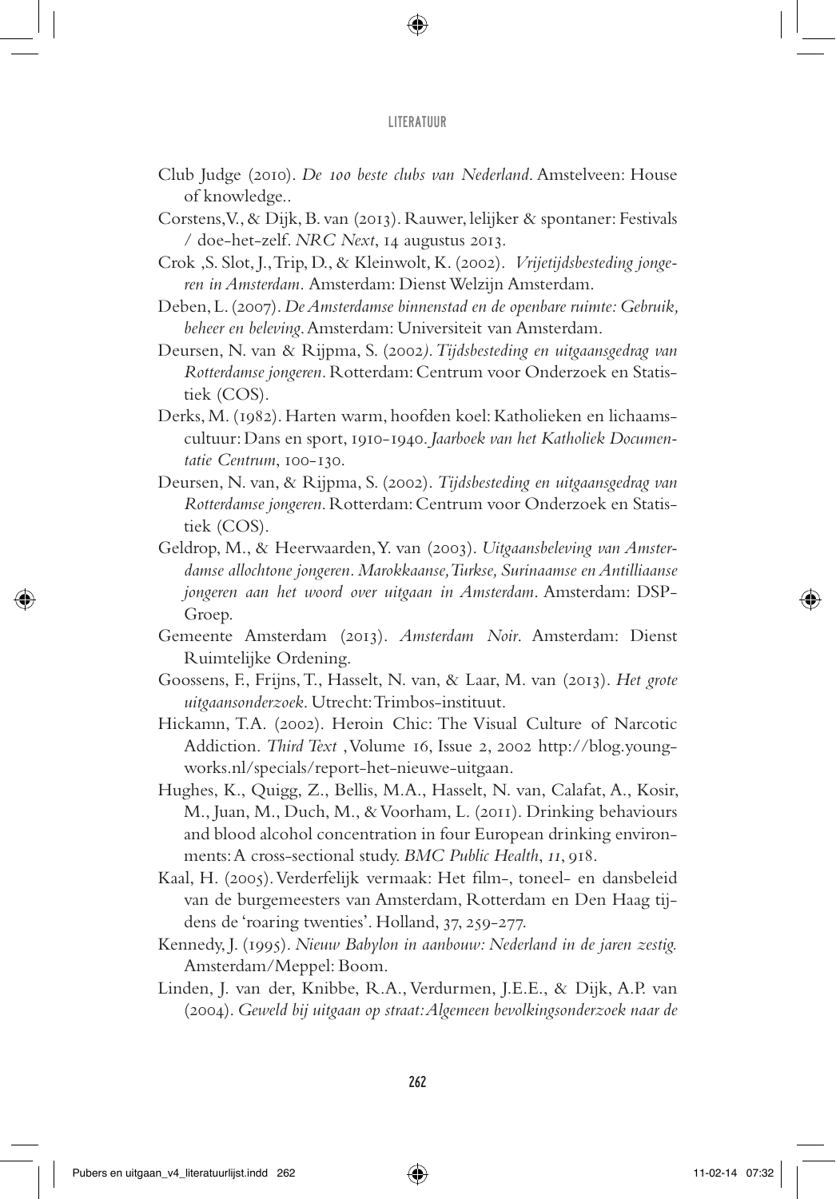Club Judge (2010). *De 100 beste clubs van Nederland*. Amstelveen: House of knowledge..

Corstens, V., & Dijk, B. van (2013). Rauwer, lelijker & spontaner: Festivals / doe-het-zelf. *NRC Next*, 14 augustus 2013.

Crok ,S. Slot, J., Trip, D., & Kleinwolt, K. (2002). *Vrijetijdsbesteding jongeren in Amsterdam*. Amsterdam: Dienst Welzijn Amsterdam.

Deben, L. (2007). *De Amsterdamse binnenstad en de openbare ruimte: Gebruik, beheer en beleving*. Amsterdam: Universiteit van Amsterdam.

Deursen, N. van & Rijpma, S. (2002*). Tijdsbesteding en uitgaansgedrag van Rotterdamse jongeren*. Rotterdam: Centrum voor Onderzoek en Statistiek (COS).

Derks, M. (1982). Harten warm, hoofden koel: Katholieken en lichaamscultuur: Dans en sport, 1910-1940. *Jaarboek van het Katholiek Documentatie Centrum*, 100-130.

Deursen, N. van, & Rijpma, S. (2002). *Tijdsbesteding en uitgaansgedrag van Rotterdamse jongeren*. Rotterdam: Centrum voor Onderzoek en Statistiek (COS).

Geldrop, M., & Heerwaarden, Y. van (2003). *Uitgaansbeleving van Amsterdamse allochtone jongeren. Marokkaanse, Turkse, Surinaamse en Antilliaanse jongeren aan het woord over uitgaan in Amsterdam*. Amsterdam: DSP-Groep.

Gemeente Amsterdam (2013). *Amsterdam Noir*. Amsterdam: Dienst Ruimtelijke Ordening.

Goossens, F., Frijns, T., Hasselt, N. van, & Laar, M. van (2013). *Het grote uitgaansonderzoek*. Utrecht: Trimbos-instituut.

Hickamn, T.A. (2002). Heroin Chic: The Visual Culture of Narcotic Addiction. *Third Text* ,Volume 16, Issue 2, 2002 http://blog.youngworks.nl/specials/report-het-nieuwe-uitgaan.

Hughes, K., Quigg, Z., Bellis, M.A., Hasselt, N. van, Calafat, A., Kosir, M., Juan, M., Duch, M., & Voorham, L. (2011). Drinking behaviours and blood alcohol concentration in four European drinking environments: A cross-sectional study. *BMC Public Health*, *11*, 918.

Kaal, H. (2005). Verderfelijk vermaak: Het film-, toneel- en dansbeleid van de burgemeesters van Amsterdam, Rotterdam en Den Haag tijdens de 'roaring twenties'. Holland, 37, 259-277.

Kennedy, J. (1995). *Nieuw Babylon in aanbouw: Nederland in de jaren zestig.* Amsterdam/Meppel: Boom.

Linden, J. van der, Knibbe, R.A., Verdurmen, J.E.E., & Dijk, A.P. van (2004). *Geweld bij uitgaan op straat: Algemeen bevolkingsonderzoek naar de*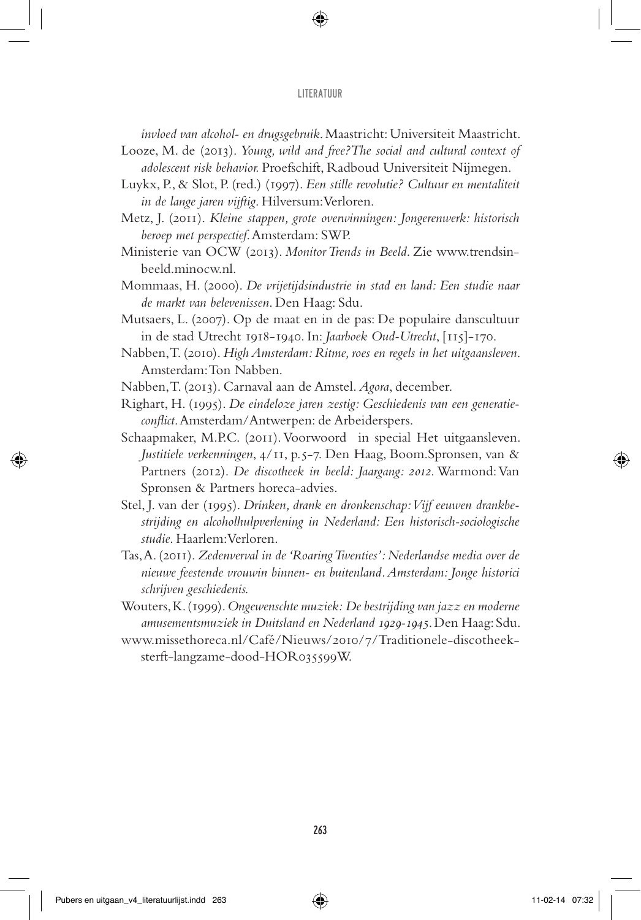*invloed van alcohol- en drugsgebruik*. Maastricht: Universiteit Maastricht.

Looze, M. de (2013). *Young, wild and free? The social and cultural context of adolescent risk behavior.* Proefschrift, Radboud Universiteit Nijmegen.

Luykx, P., & Slot, P. (red.) (1997). *Een stille revolutie? Cultuur en mentaliteit in de lange jaren vijftig*. Hilversum: Verloren.

Metz, J. (2011). *Kleine stappen, grote overwinningen: Jongerenwerk: historisch beroep met perspectief*. Amsterdam: SWP.

Ministerie van OCW (2013). *Monitor Trends in Beeld*. Zie www.trendsinbeeld.minocw.nl.

Mommaas, H. (2000). *De vrijetijdsindustrie in stad en land: Een studie naar de markt van belevenissen*. Den Haag: Sdu.

Mutsaers, L. (2007). Op de maat en in de pas: De populaire danscultuur in de stad Utrecht 1918-1940. In: *Jaarboek Oud-Utrecht*, [115]-170.

Nabben, T. (2010). *High Amsterdam: Ritme, roes en regels in het uitgaansleven*. Amsterdam: Ton Nabben.

Nabben, T. (2013). Carnaval aan de Amstel. *Agora*, december.

Righart, H. (1995). *De eindeloze jaren zestig: Geschiedenis van een generatieconflict*. Amsterdam/Antwerpen: de Arbeiderspers.

Schaapmaker, M.P.C. (2011). Voorwoord in special Het uitgaansleven. *Justitiele verkenningen*, 4/11, p.5-7. Den Haag, Boom.Spronsen, van & Partners (2012). *De discotheek in beeld: Jaargang: 2012*. Warmond: Van Spronsen & Partners horeca-advies.

Stel, J. van der (1995). *Drinken, drank en dronkenschap: Vijf eeuwen drankbestrijding en alcoholhulpverlening in Nederland: Een historisch-sociologische studie*. Haarlem: Verloren.

Tas, A. (2011). *Zedenverval in de 'Roaring Twenties': Nederlandse media over de nieuwe feestende vrouw in binnen- en buitenland. Amsterdam: Jonge historici schrijven geschiedenis.*

Wouters, K. (1999). *Ongewenschte muziek: De bestrijding van jazz en moderne amusementsmuziek in Duitsland en Nederland 1929-1945*. Den Haag: Sdu.

www.missethoreca.nl/Café/Nieuws/2010/7/Traditionele-discotheek-sterft-langzame-dood-HOR035599W.